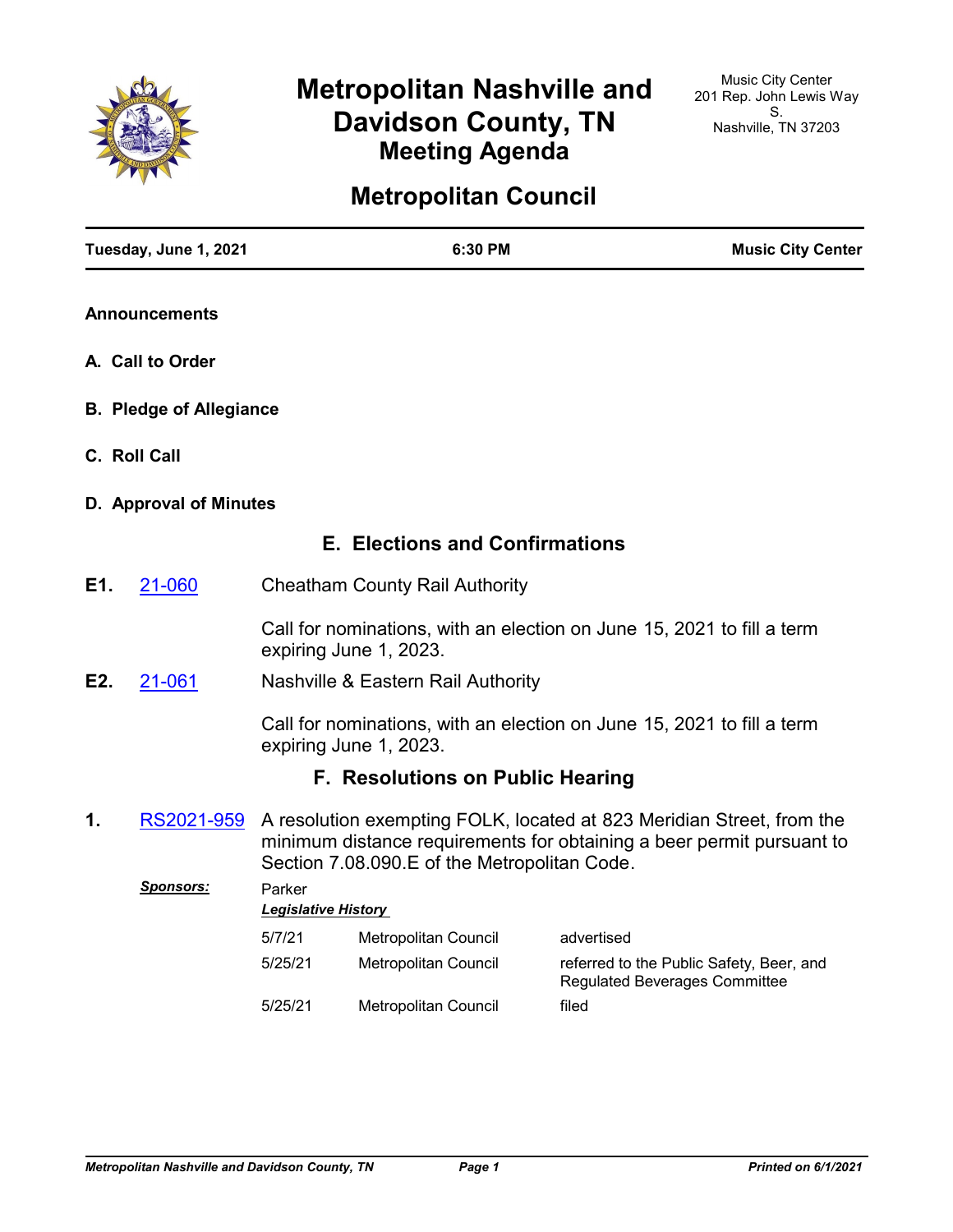# Metropolitan Nashville and Davidson County, TN

## Meeting Agenda

Music City Center
201 Rep. John Lewis Way S.
Nashville, TN 37203

# Metropolitan Council

**Tuesday, June 1, 2021** | **6:30 PM** | **Music City Center**

**Announcements**

**A. Call to Order**

**B. Pledge of Allegiance**

**C. Roll Call**

**D. Approval of Minutes**

## E. Elections and Confirmations

**E1.** [21-060](21-060) Cheatham County Rail Authority

Call for nominations, with an election on June 15, 2021 to fill a term expiring June 1, 2023.

**E2.** [21-061](21-061) Nashville & Eastern Rail Authority

Call for nominations, with an election on June 15, 2021 to fill a term expiring June 1, 2023.

## F. Resolutions on Public Hearing

**1.** [RS2021-959](RS2021-959) A resolution exempting FOLK, located at 823 Meridian Street, from the minimum distance requirements for obtaining a beer permit pursuant to Section 7.08.090.E of the Metropolitan Code.

***Sponsors:*** Parker

***Legislative History***

| | | |
|---|---|---|
| 5/7/21 | Metropolitan Council | advertised |
| 5/25/21 | Metropolitan Council | referred to the Public Safety, Beer, and Regulated Beverages Committee |
| 5/25/21 | Metropolitan Council | filed |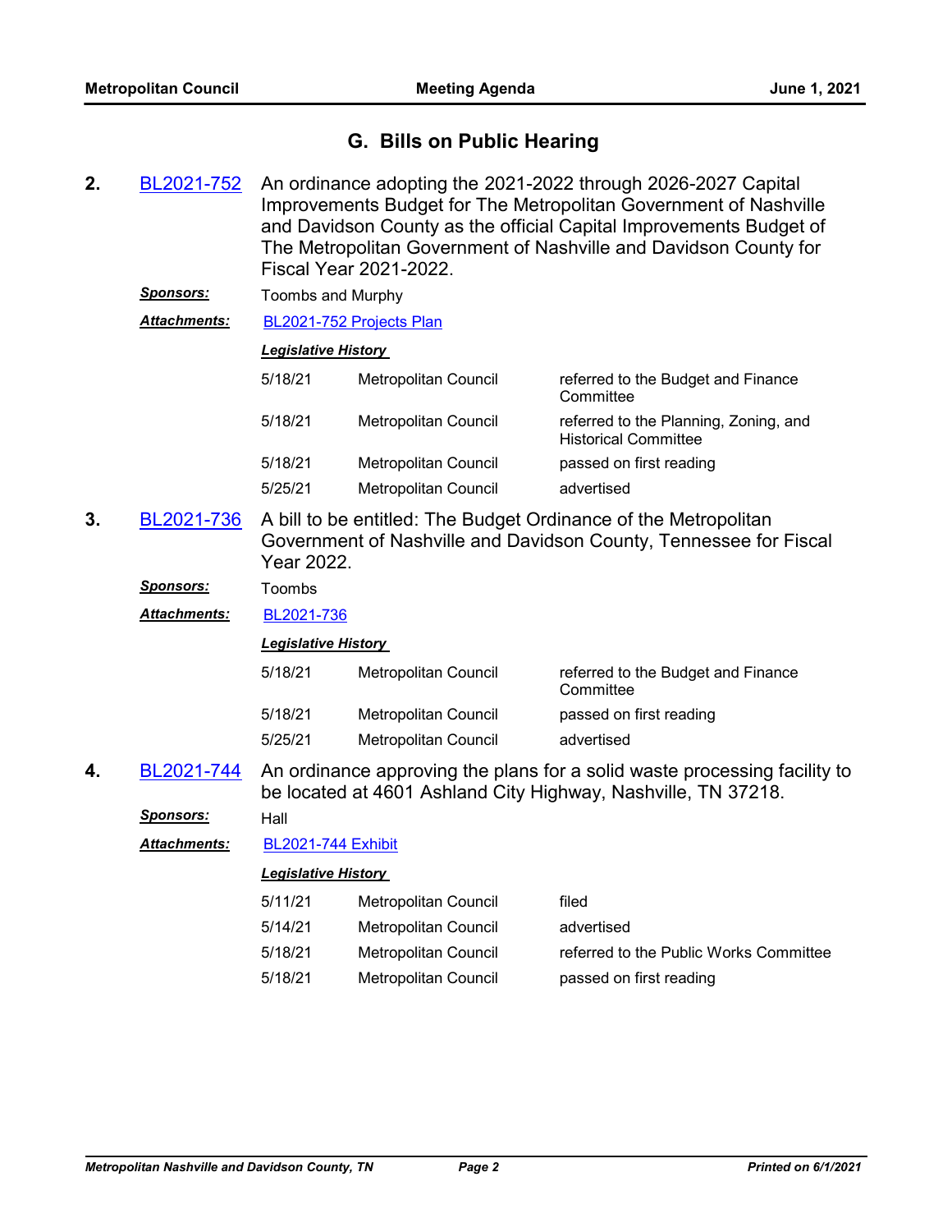## G. Bills on Public Hearing

**2.** BL2021-752 An ordinance adopting the 2021-2022 through 2026-2027 Capital Improvements Budget for The Metropolitan Government of Nashville and Davidson County as the official Capital Improvements Budget of The Metropolitan Government of Nashville and Davidson County for Fiscal Year 2021-2022.

***Sponsors:*** Toombs and Murphy

***Attachments:*** BL2021-752 Projects Plan

***Legislative History***

| | | |
|---|---|---|
| 5/18/21 | Metropolitan Council | referred to the Budget and Finance Committee |
| 5/18/21 | Metropolitan Council | referred to the Planning, Zoning, and Historical Committee |
| 5/18/21 | Metropolitan Council | passed on first reading |
| 5/25/21 | Metropolitan Council | advertised |

**3.** BL2021-736 A bill to be entitled: The Budget Ordinance of the Metropolitan Government of Nashville and Davidson County, Tennessee for Fiscal Year 2022.

***Sponsors:*** Toombs

***Attachments:*** BL2021-736

***Legislative History***

| | | |
|---|---|---|
| 5/18/21 | Metropolitan Council | referred to the Budget and Finance Committee |
| 5/18/21 | Metropolitan Council | passed on first reading |
| 5/25/21 | Metropolitan Council | advertised |

**4.** BL2021-744 An ordinance approving the plans for a solid waste processing facility to be located at 4601 Ashland City Highway, Nashville, TN 37218.

***Sponsors:*** Hall

***Attachments:*** BL2021-744 Exhibit

***Legislative History***

| | | |
|---|---|---|
| 5/11/21 | Metropolitan Council | filed |
| 5/14/21 | Metropolitan Council | advertised |
| 5/18/21 | Metropolitan Council | referred to the Public Works Committee |
| 5/18/21 | Metropolitan Council | passed on first reading |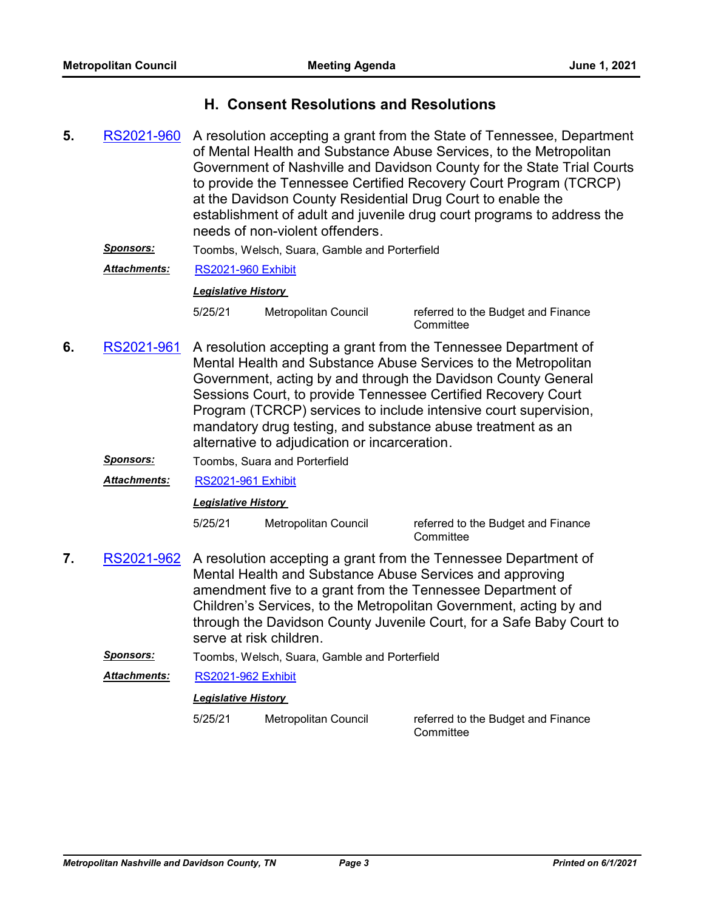## H. Consent Resolutions and Resolutions

**5.** RS2021-960 A resolution accepting a grant from the State of Tennessee, Department of Mental Health and Substance Abuse Services, to the Metropolitan Government of Nashville and Davidson County for the State Trial Courts to provide the Tennessee Certified Recovery Court Program (TCRCP) at the Davidson County Residential Drug Court to enable the establishment of adult and juvenile drug court programs to address the needs of non-violent offenders.

***Sponsors:*** Toombs, Welsch, Suara, Gamble and Porterfield

***Attachments:*** RS2021-960 Exhibit

***Legislative History***

| | | |
|---|---|---|
| 5/25/21 | Metropolitan Council | referred to the Budget and Finance Committee |

**6.** RS2021-961 A resolution accepting a grant from the Tennessee Department of Mental Health and Substance Abuse Services to the Metropolitan Government, acting by and through the Davidson County General Sessions Court, to provide Tennessee Certified Recovery Court Program (TCRCP) services to include intensive court supervision, mandatory drug testing, and substance abuse treatment as an alternative to adjudication or incarceration.

***Sponsors:*** Toombs, Suara and Porterfield

***Attachments:*** RS2021-961 Exhibit

***Legislative History***

| | | |
|---|---|---|
| 5/25/21 | Metropolitan Council | referred to the Budget and Finance Committee |

**7.** RS2021-962 A resolution accepting a grant from the Tennessee Department of Mental Health and Substance Abuse Services and approving amendment five to a grant from the Tennessee Department of Children's Services, to the Metropolitan Government, acting by and through the Davidson County Juvenile Court, for a Safe Baby Court to serve at risk children.

***Sponsors:*** Toombs, Welsch, Suara, Gamble and Porterfield

***Attachments:*** RS2021-962 Exhibit

***Legislative History***

| | | |
|---|---|---|
| 5/25/21 | Metropolitan Council | referred to the Budget and Finance Committee |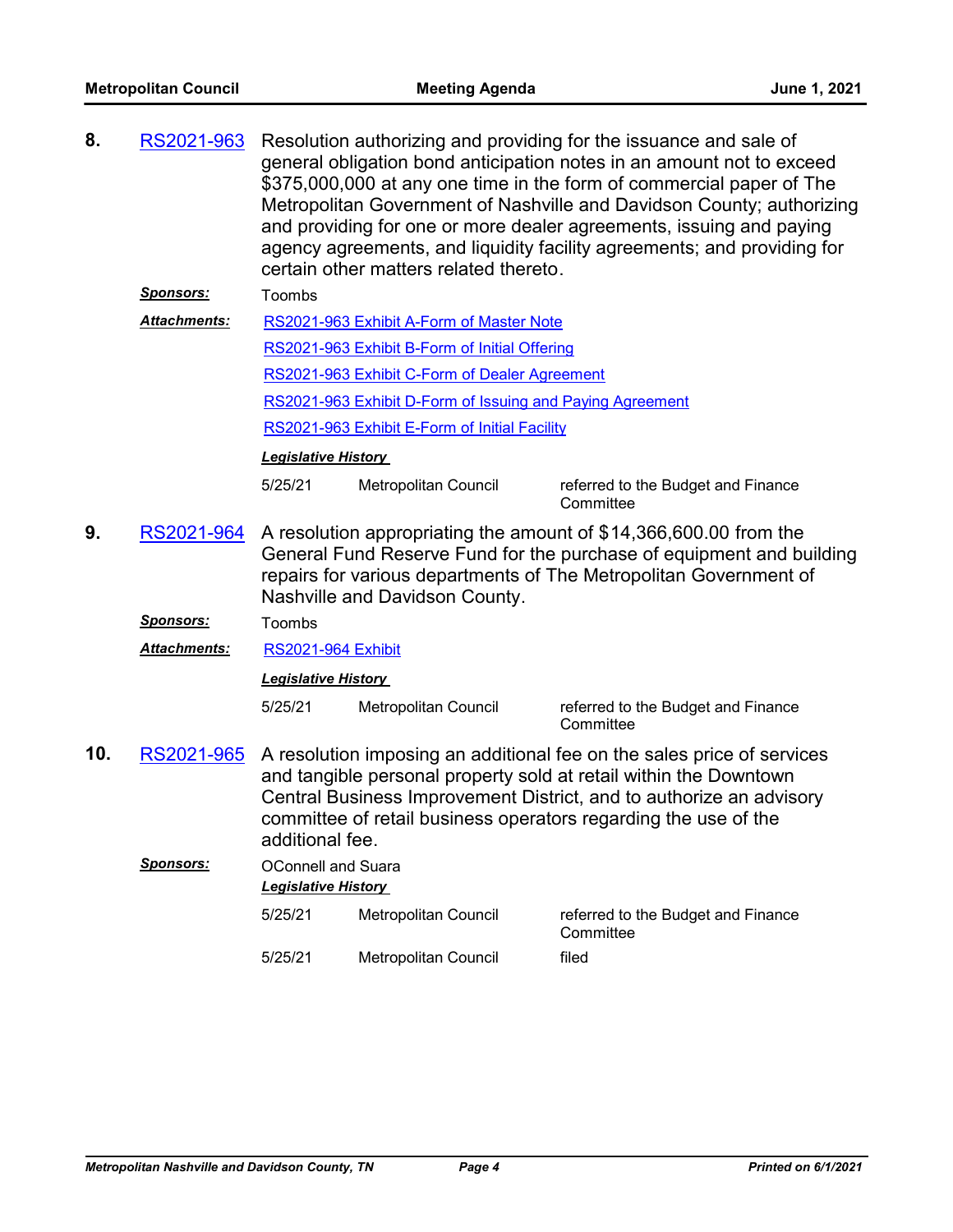**8.** RS2021-963 Resolution authorizing and providing for the issuance and sale of general obligation bond anticipation notes in an amount not to exceed $375,000,000 at any one time in the form of commercial paper of The Metropolitan Government of Nashville and Davidson County; authorizing and providing for one or more dealer agreements, issuing and paying agency agreements, and liquidity facility agreements; and providing for certain other matters related thereto.

***Sponsors:*** Toombs

***Attachments:*** RS2021-963 Exhibit A-Form of Master Note
RS2021-963 Exhibit B-Form of Initial Offering
RS2021-963 Exhibit C-Form of Dealer Agreement
RS2021-963 Exhibit D-Form of Issuing and Paying Agreement
RS2021-963 Exhibit E-Form of Initial Facility

***Legislative History***

| | | |
|---|---|---|
| 5/25/21 | Metropolitan Council | referred to the Budget and Finance Committee |

**9.** RS2021-964 A resolution appropriating the amount of $14,366,600.00 from the General Fund Reserve Fund for the purchase of equipment and building repairs for various departments of The Metropolitan Government of Nashville and Davidson County.

***Sponsors:*** Toombs

***Attachments:*** RS2021-964 Exhibit

***Legislative History***

| | | |
|---|---|---|
| 5/25/21 | Metropolitan Council | referred to the Budget and Finance Committee |

**10.** RS2021-965 A resolution imposing an additional fee on the sales price of services and tangible personal property sold at retail within the Downtown Central Business Improvement District, and to authorize an advisory committee of retail business operators regarding the use of the additional fee.

***Sponsors:*** OConnell and Suara

***Legislative History***

| | | |
|---|---|---|
| 5/25/21 | Metropolitan Council | referred to the Budget and Finance Committee |
| 5/25/21 | Metropolitan Council | filed |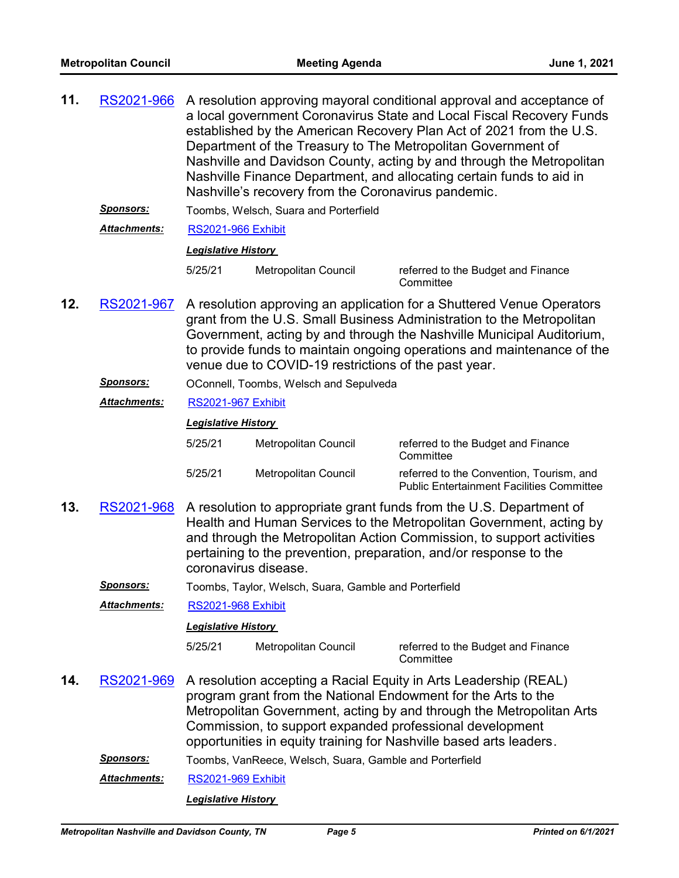**11.** RS2021-966 A resolution approving mayoral conditional approval and acceptance of a local government Coronavirus State and Local Fiscal Recovery Funds established by the American Recovery Plan Act of 2021 from the U.S. Department of the Treasury to The Metropolitan Government of Nashville and Davidson County, acting by and through the Metropolitan Nashville Finance Department, and allocating certain funds to aid in Nashville's recovery from the Coronavirus pandemic.

***Sponsors:*** Toombs, Welsch, Suara and Porterfield

***Attachments:*** RS2021-966 Exhibit

***Legislative History***

| | | |
|---|---|---|
| 5/25/21 | Metropolitan Council | referred to the Budget and Finance Committee |

**12.** RS2021-967 A resolution approving an application for a Shuttered Venue Operators grant from the U.S. Small Business Administration to the Metropolitan Government, acting by and through the Nashville Municipal Auditorium, to provide funds to maintain ongoing operations and maintenance of the venue due to COVID-19 restrictions of the past year.

***Sponsors:*** OConnell, Toombs, Welsch and Sepulveda

***Attachments:*** RS2021-967 Exhibit

***Legislative History***

| | | |
|---|---|---|
| 5/25/21 | Metropolitan Council | referred to the Budget and Finance Committee |
| 5/25/21 | Metropolitan Council | referred to the Convention, Tourism, and Public Entertainment Facilities Committee |

**13.** RS2021-968 A resolution to appropriate grant funds from the U.S. Department of Health and Human Services to the Metropolitan Government, acting by and through the Metropolitan Action Commission, to support activities pertaining to the prevention, preparation, and/or response to the coronavirus disease.

***Sponsors:*** Toombs, Taylor, Welsch, Suara, Gamble and Porterfield

***Attachments:*** RS2021-968 Exhibit

***Legislative History***

| | | |
|---|---|---|
| 5/25/21 | Metropolitan Council | referred to the Budget and Finance Committee |

**14.** RS2021-969 A resolution accepting a Racial Equity in Arts Leadership (REAL) program grant from the National Endowment for the Arts to the Metropolitan Government, acting by and through the Metropolitan Arts Commission, to support expanded professional development opportunities in equity training for Nashville based arts leaders.

***Sponsors:*** Toombs, VanReece, Welsch, Suara, Gamble and Porterfield

***Attachments:*** RS2021-969 Exhibit

***Legislative History***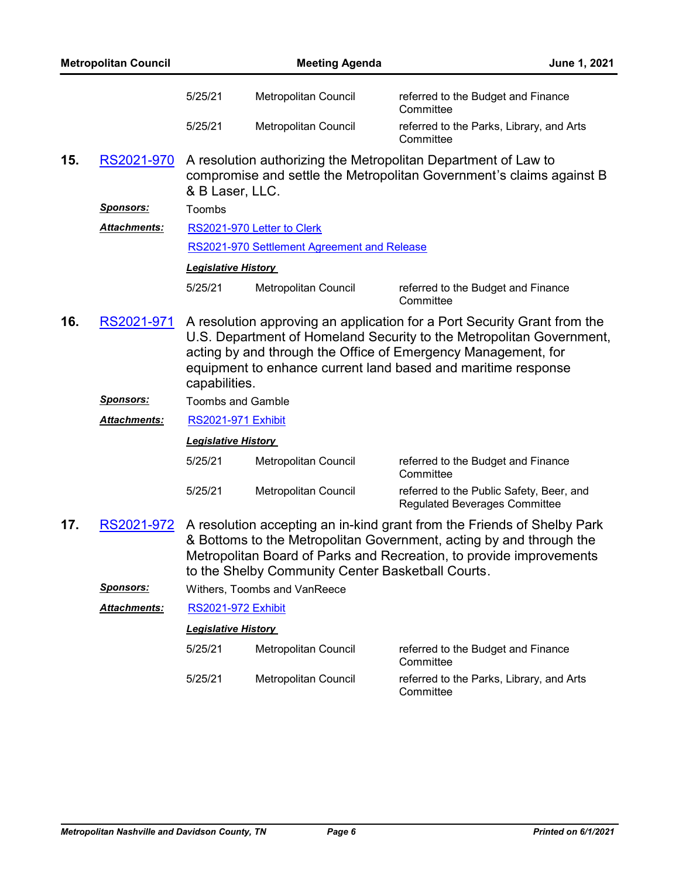| | | |
|---|---|---|
| 5/25/21 | Metropolitan Council | referred to the Budget and Finance Committee |
| 5/25/21 | Metropolitan Council | referred to the Parks, Library, and Arts Committee |

**15.** RS2021-970 A resolution authorizing the Metropolitan Department of Law to compromise and settle the Metropolitan Government's claims against B & B Laser, LLC.

***Sponsors:*** Toombs

***Attachments:*** RS2021-970 Letter to Clerk

RS2021-970 Settlement Agreement and Release

***Legislative History***

| | | |
|---|---|---|
| 5/25/21 | Metropolitan Council | referred to the Budget and Finance Committee |

**16.** RS2021-971 A resolution approving an application for a Port Security Grant from the U.S. Department of Homeland Security to the Metropolitan Government, acting by and through the Office of Emergency Management, for equipment to enhance current land based and maritime response capabilities.

***Sponsors:*** Toombs and Gamble

***Attachments:*** RS2021-971 Exhibit

***Legislative History***

| | | |
|---|---|---|
| 5/25/21 | Metropolitan Council | referred to the Budget and Finance Committee |
| 5/25/21 | Metropolitan Council | referred to the Public Safety, Beer, and Regulated Beverages Committee |

**17.** RS2021-972 A resolution accepting an in-kind grant from the Friends of Shelby Park & Bottoms to the Metropolitan Government, acting by and through the Metropolitan Board of Parks and Recreation, to provide improvements to the Shelby Community Center Basketball Courts.

***Sponsors:*** Withers, Toombs and VanReece

***Attachments:*** RS2021-972 Exhibit

***Legislative History***

| | | |
|---|---|---|
| 5/25/21 | Metropolitan Council | referred to the Budget and Finance Committee |
| 5/25/21 | Metropolitan Council | referred to the Parks, Library, and Arts Committee |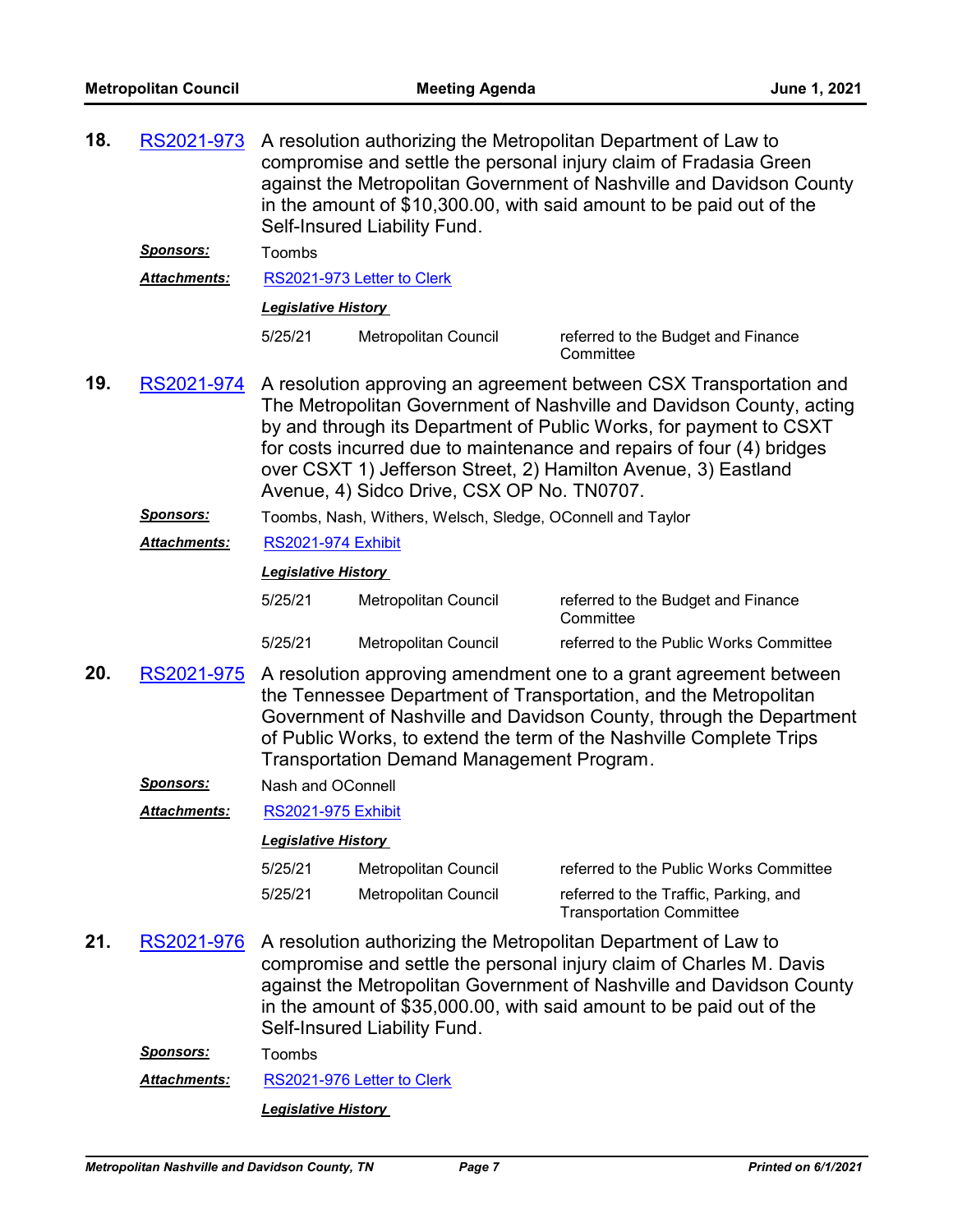**18.** RS2021-973 A resolution authorizing the Metropolitan Department of Law to compromise and settle the personal injury claim of Fradasia Green against the Metropolitan Government of Nashville and Davidson County in the amount of $10,300.00, with said amount to be paid out of the Self-Insured Liability Fund.

***Sponsors:*** Toombs

***Attachments:*** RS2021-973 Letter to Clerk

***Legislative History***

| | | |
|---|---|---|
| 5/25/21 | Metropolitan Council | referred to the Budget and Finance Committee |

**19.** RS2021-974 A resolution approving an agreement between CSX Transportation and The Metropolitan Government of Nashville and Davidson County, acting by and through its Department of Public Works, for payment to CSXT for costs incurred due to maintenance and repairs of four (4) bridges over CSXT 1) Jefferson Street, 2) Hamilton Avenue, 3) Eastland Avenue, 4) Sidco Drive, CSX OP No. TN0707.

***Sponsors:*** Toombs, Nash, Withers, Welsch, Sledge, OConnell and Taylor

***Attachments:*** RS2021-974 Exhibit

***Legislative History***

| | | |
|---|---|---|
| 5/25/21 | Metropolitan Council | referred to the Budget and Finance Committee |
| 5/25/21 | Metropolitan Council | referred to the Public Works Committee |

**20.** RS2021-975 A resolution approving amendment one to a grant agreement between the Tennessee Department of Transportation, and the Metropolitan Government of Nashville and Davidson County, through the Department of Public Works, to extend the term of the Nashville Complete Trips Transportation Demand Management Program.

***Sponsors:*** Nash and OConnell

***Attachments:*** RS2021-975 Exhibit

***Legislative History***

| | | |
|---|---|---|
| 5/25/21 | Metropolitan Council | referred to the Public Works Committee |
| 5/25/21 | Metropolitan Council | referred to the Traffic, Parking, and Transportation Committee |

**21.** RS2021-976 A resolution authorizing the Metropolitan Department of Law to compromise and settle the personal injury claim of Charles M. Davis against the Metropolitan Government of Nashville and Davidson County in the amount of $35,000.00, with said amount to be paid out of the Self-Insured Liability Fund.

***Sponsors:*** Toombs

***Attachments:*** RS2021-976 Letter to Clerk

***Legislative History***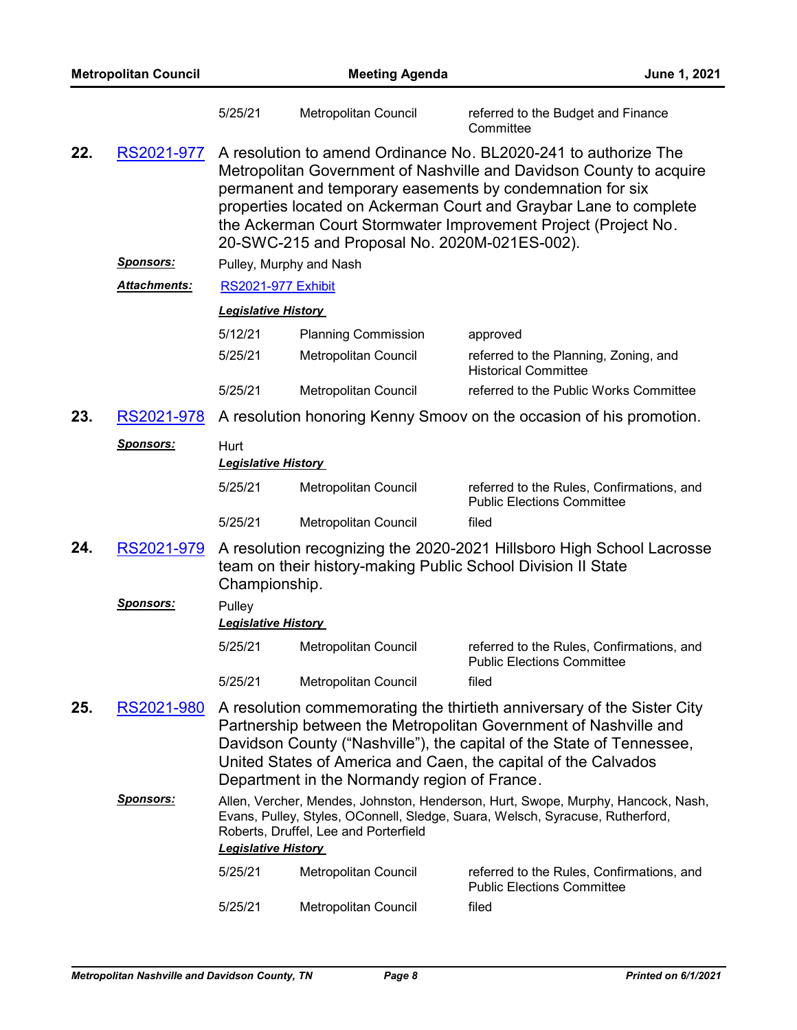| | | |
|---|---|---|
| 5/25/21 | Metropolitan Council | referred to the Budget and Finance Committee |

**22.** RS2021-977 A resolution to amend Ordinance No. BL2020-241 to authorize The Metropolitan Government of Nashville and Davidson County to acquire permanent and temporary easements by condemnation for six properties located on Ackerman Court and Graybar Lane to complete the Ackerman Court Stormwater Improvement Project (Project No. 20-SWC-215 and Proposal No. 2020M-021ES-002).

***Sponsors:*** Pulley, Murphy and Nash

***Attachments:*** RS2021-977 Exhibit

***Legislative History***

| | | |
|---|---|---|
| 5/12/21 | Planning Commission | approved |
| 5/25/21 | Metropolitan Council | referred to the Planning, Zoning, and Historical Committee |
| 5/25/21 | Metropolitan Council | referred to the Public Works Committee |

**23.** RS2021-978 A resolution honoring Kenny Smoov on the occasion of his promotion.

***Sponsors:*** Hurt

***Legislative History***

| | | |
|---|---|---|
| 5/25/21 | Metropolitan Council | referred to the Rules, Confirmations, and Public Elections Committee |
| 5/25/21 | Metropolitan Council | filed |

**24.** RS2021-979 A resolution recognizing the 2020-2021 Hillsboro High School Lacrosse team on their history-making Public School Division II State Championship.

***Sponsors:*** Pulley

***Legislative History***

| | | |
|---|---|---|
| 5/25/21 | Metropolitan Council | referred to the Rules, Confirmations, and Public Elections Committee |
| 5/25/21 | Metropolitan Council | filed |

**25.** RS2021-980 A resolution commemorating the thirtieth anniversary of the Sister City Partnership between the Metropolitan Government of Nashville and Davidson County ("Nashville"), the capital of the State of Tennessee, United States of America and Caen, the capital of the Calvados Department in the Normandy region of France.

***Sponsors:*** Allen, Vercher, Mendes, Johnston, Henderson, Hurt, Swope, Murphy, Hancock, Nash, Evans, Pulley, Styles, OConnell, Sledge, Suara, Welsch, Syracuse, Rutherford, Roberts, Druffel, Lee and Porterfield

***Legislative History***

| | | |
|---|---|---|
| 5/25/21 | Metropolitan Council | referred to the Rules, Confirmations, and Public Elections Committee |
| 5/25/21 | Metropolitan Council | filed |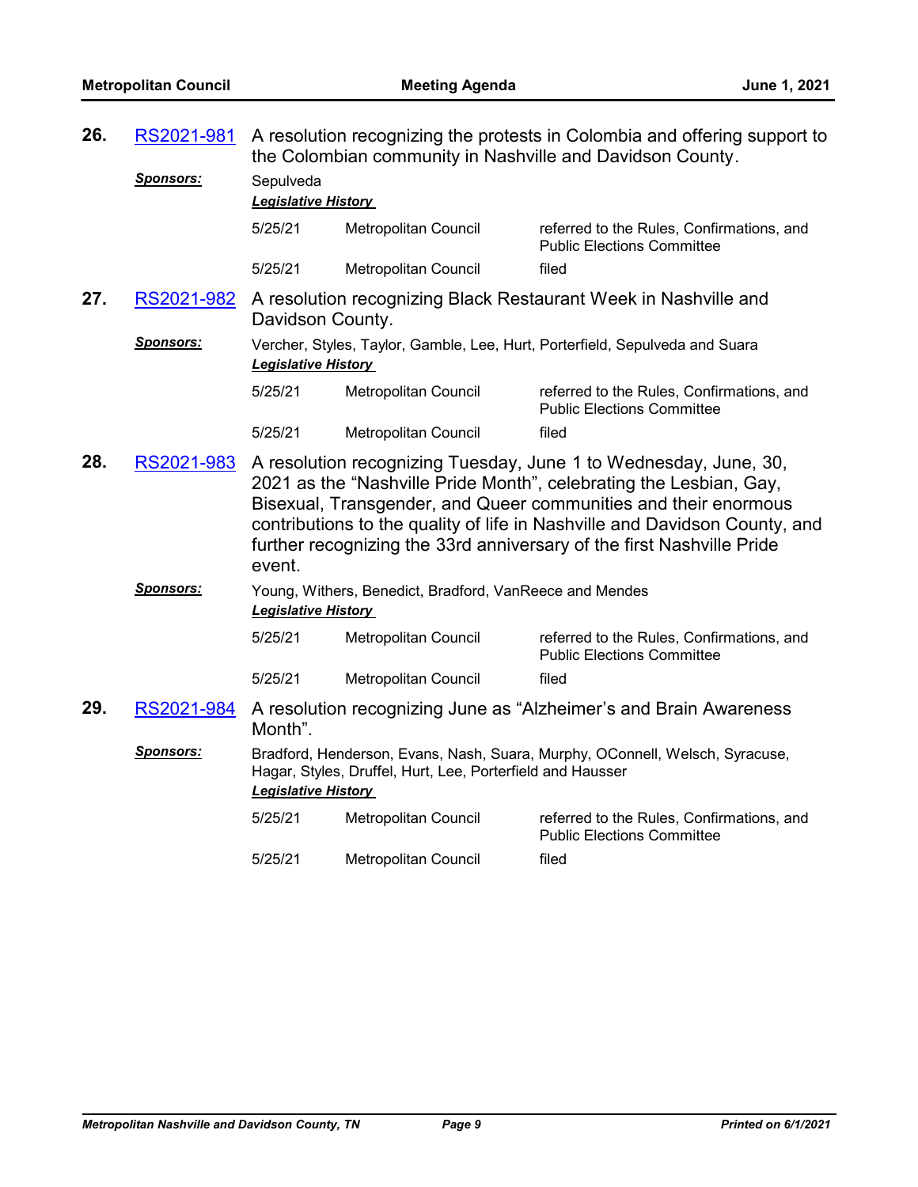**26.** RS2021-981 A resolution recognizing the protests in Colombia and offering support to the Colombian community in Nashville and Davidson County.

***Sponsors:*** Sepulveda

***Legislative History***

| | | |
|---|---|---|
| 5/25/21 | Metropolitan Council | referred to the Rules, Confirmations, and Public Elections Committee |
| 5/25/21 | Metropolitan Council | filed |

**27.** RS2021-982 A resolution recognizing Black Restaurant Week in Nashville and Davidson County.

***Sponsors:*** Vercher, Styles, Taylor, Gamble, Lee, Hurt, Porterfield, Sepulveda and Suara

***Legislative History***

| | | |
|---|---|---|
| 5/25/21 | Metropolitan Council | referred to the Rules, Confirmations, and Public Elections Committee |
| 5/25/21 | Metropolitan Council | filed |

**28.** RS2021-983 A resolution recognizing Tuesday, June 1 to Wednesday, June, 30, 2021 as the "Nashville Pride Month", celebrating the Lesbian, Gay, Bisexual, Transgender, and Queer communities and their enormous contributions to the quality of life in Nashville and Davidson County, and further recognizing the 33rd anniversary of the first Nashville Pride event.

***Sponsors:*** Young, Withers, Benedict, Bradford, VanReece and Mendes

***Legislative History***

| | | |
|---|---|---|
| 5/25/21 | Metropolitan Council | referred to the Rules, Confirmations, and Public Elections Committee |
| 5/25/21 | Metropolitan Council | filed |

**29.** RS2021-984 A resolution recognizing June as "Alzheimer's and Brain Awareness Month".

***Sponsors:*** Bradford, Henderson, Evans, Nash, Suara, Murphy, OConnell, Welsch, Syracuse, Hagar, Styles, Druffel, Hurt, Lee, Porterfield and Hausser

***Legislative History***

| | | |
|---|---|---|
| 5/25/21 | Metropolitan Council | referred to the Rules, Confirmations, and Public Elections Committee |
| 5/25/21 | Metropolitan Council | filed |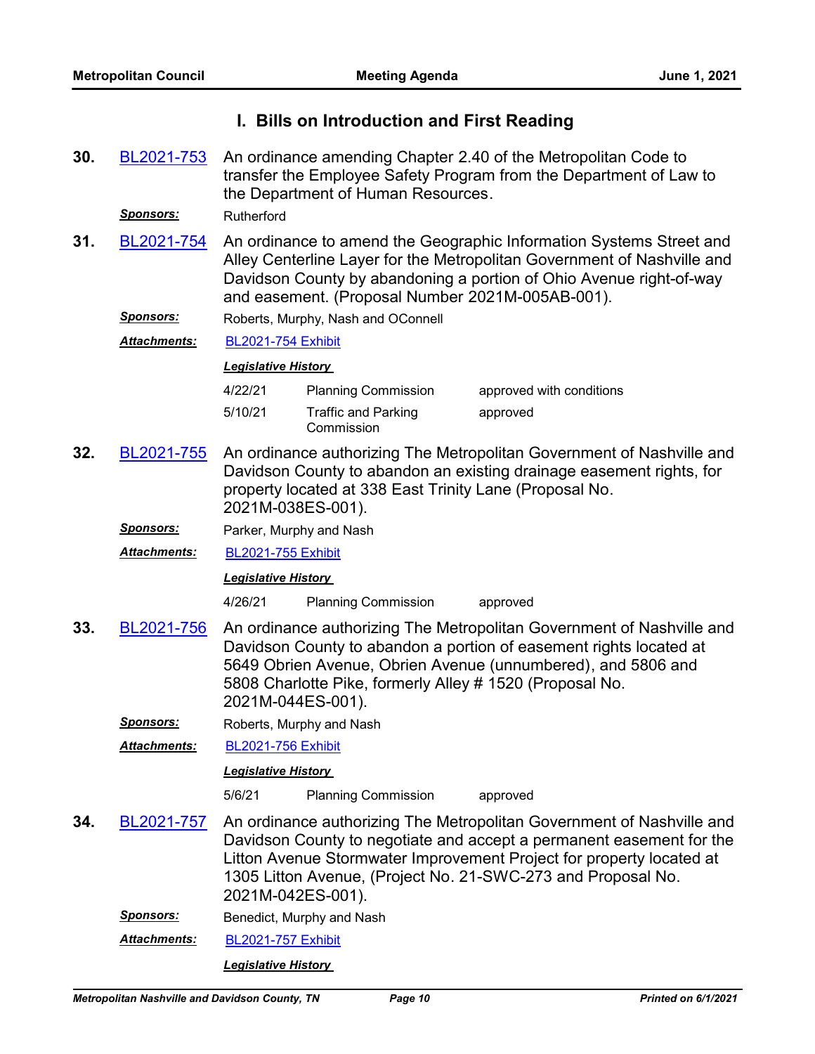## I. Bills on Introduction and First Reading

**30.** BL2021-753 An ordinance amending Chapter 2.40 of the Metropolitan Code to transfer the Employee Safety Program from the Department of Law to the Department of Human Resources.

***Sponsors:*** Rutherford

**31.** BL2021-754 An ordinance to amend the Geographic Information Systems Street and Alley Centerline Layer for the Metropolitan Government of Nashville and Davidson County by abandoning a portion of Ohio Avenue right-of-way and easement. (Proposal Number 2021M-005AB-001).

***Sponsors:*** Roberts, Murphy, Nash and OConnell

***Attachments:*** BL2021-754 Exhibit

***Legislative History***

| | | |
|---|---|---|
| 4/22/21 | Planning Commission | approved with conditions |
| 5/10/21 | Traffic and Parking Commission | approved |

**32.** BL2021-755 An ordinance authorizing The Metropolitan Government of Nashville and Davidson County to abandon an existing drainage easement rights, for property located at 338 East Trinity Lane (Proposal No. 2021M-038ES-001).

***Sponsors:*** Parker, Murphy and Nash

***Attachments:*** BL2021-755 Exhibit

***Legislative History***

| | | |
|---|---|---|
| 4/26/21 | Planning Commission | approved |

**33.** BL2021-756 An ordinance authorizing The Metropolitan Government of Nashville and Davidson County to abandon a portion of easement rights located at 5649 Obrien Avenue, Obrien Avenue (unnumbered), and 5806 and 5808 Charlotte Pike, formerly Alley # 1520 (Proposal No. 2021M-044ES-001).

***Sponsors:*** Roberts, Murphy and Nash

***Attachments:*** BL2021-756 Exhibit

***Legislative History***

| | | |
|---|---|---|
| 5/6/21 | Planning Commission | approved |

**34.** BL2021-757 An ordinance authorizing The Metropolitan Government of Nashville and Davidson County to negotiate and accept a permanent easement for the Litton Avenue Stormwater Improvement Project for property located at 1305 Litton Avenue, (Project No. 21-SWC-273 and Proposal No. 2021M-042ES-001).

***Sponsors:*** Benedict, Murphy and Nash

***Attachments:*** BL2021-757 Exhibit

***Legislative History***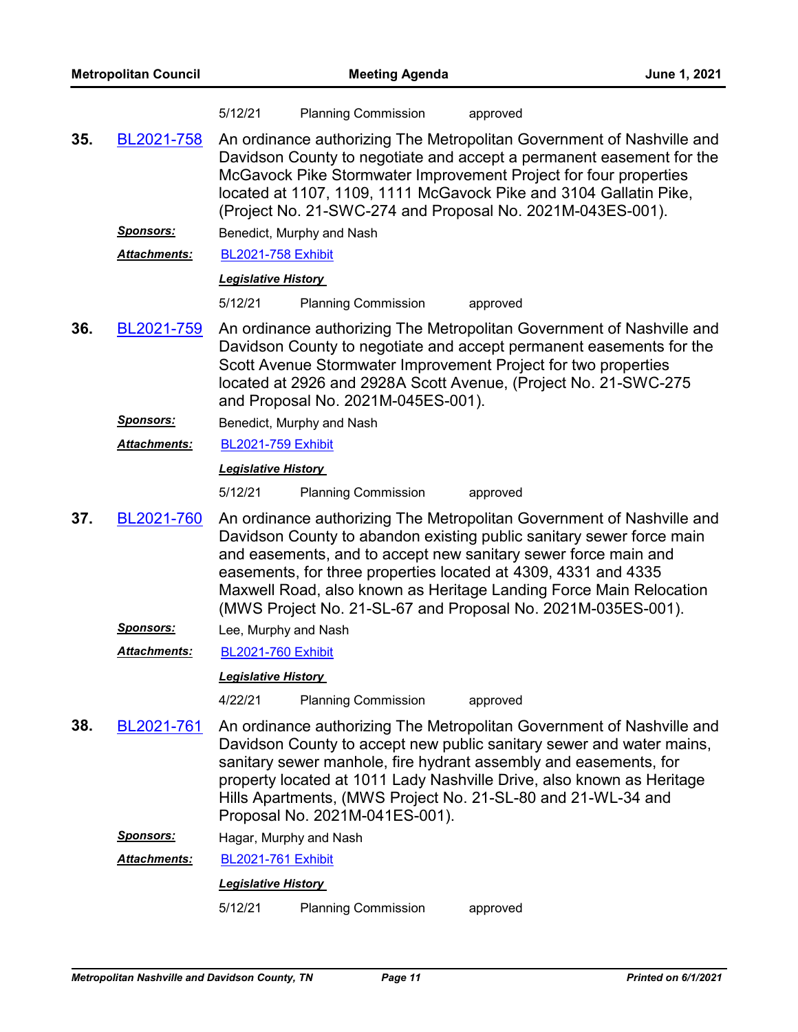5/12/21 Planning Commission approved

**35.** BL2021-758 An ordinance authorizing The Metropolitan Government of Nashville and Davidson County to negotiate and accept a permanent easement for the McGavock Pike Stormwater Improvement Project for four properties located at 1107, 1109, 1111 McGavock Pike and 3104 Gallatin Pike, (Project No. 21-SWC-274 and Proposal No. 2021M-043ES-001).

***Sponsors:*** Benedict, Murphy and Nash

***Attachments:*** BL2021-758 Exhibit

***Legislative History***

5/12/21 Planning Commission approved

**36.** BL2021-759 An ordinance authorizing The Metropolitan Government of Nashville and Davidson County to negotiate and accept permanent easements for the Scott Avenue Stormwater Improvement Project for two properties located at 2926 and 2928A Scott Avenue, (Project No. 21-SWC-275 and Proposal No. 2021M-045ES-001).

***Sponsors:*** Benedict, Murphy and Nash

***Attachments:*** BL2021-759 Exhibit

***Legislative History***

5/12/21 Planning Commission approved

**37.** BL2021-760 An ordinance authorizing The Metropolitan Government of Nashville and Davidson County to abandon existing public sanitary sewer force main and easements, and to accept new sanitary sewer force main and easements, for three properties located at 4309, 4331 and 4335 Maxwell Road, also known as Heritage Landing Force Main Relocation (MWS Project No. 21-SL-67 and Proposal No. 2021M-035ES-001).

***Sponsors:*** Lee, Murphy and Nash

***Attachments:*** BL2021-760 Exhibit

***Legislative History***

4/22/21 Planning Commission approved

**38.** BL2021-761 An ordinance authorizing The Metropolitan Government of Nashville and Davidson County to accept new public sanitary sewer and water mains, sanitary sewer manhole, fire hydrant assembly and easements, for property located at 1011 Lady Nashville Drive, also known as Heritage Hills Apartments, (MWS Project No. 21-SL-80 and 21-WL-34 and Proposal No. 2021M-041ES-001).

***Sponsors:*** Hagar, Murphy and Nash

***Attachments:*** BL2021-761 Exhibit

***Legislative History***

5/12/21 Planning Commission approved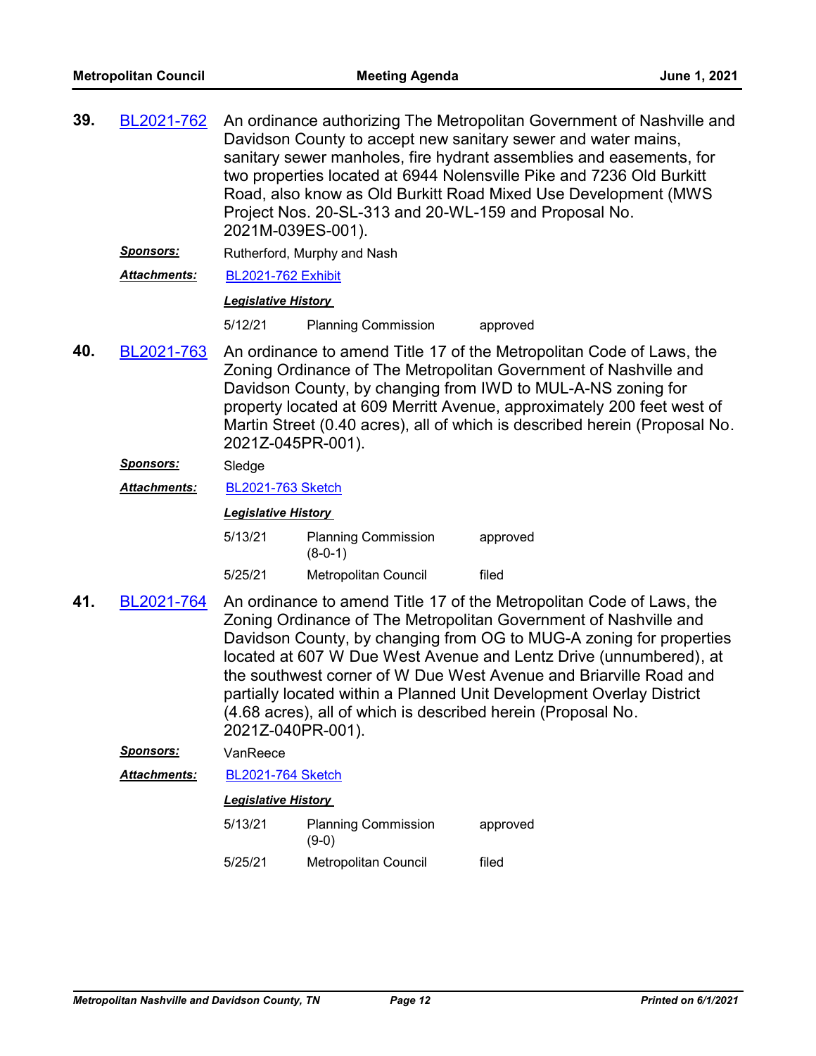**39.** BL2021-762 An ordinance authorizing The Metropolitan Government of Nashville and Davidson County to accept new sanitary sewer and water mains, sanitary sewer manholes, fire hydrant assemblies and easements, for two properties located at 6944 Nolensville Pike and 7236 Old Burkitt Road, also know as Old Burkitt Road Mixed Use Development (MWS Project Nos. 20-SL-313 and 20-WL-159 and Proposal No. 2021M-039ES-001).

***Sponsors:*** Rutherford, Murphy and Nash

***Attachments:*** BL2021-762 Exhibit

***Legislative History***

| | | |
|---|---|---|
| 5/12/21 | Planning Commission | approved |

**40.** BL2021-763 An ordinance to amend Title 17 of the Metropolitan Code of Laws, the Zoning Ordinance of The Metropolitan Government of Nashville and Davidson County, by changing from IWD to MUL-A-NS zoning for property located at 609 Merritt Avenue, approximately 200 feet west of Martin Street (0.40 acres), all of which is described herein (Proposal No. 2021Z-045PR-001).

***Sponsors:*** Sledge

***Attachments:*** BL2021-763 Sketch

***Legislative History***

| | | |
|---|---|---|
| 5/13/21 | Planning Commission (8-0-1) | approved |
| 5/25/21 | Metropolitan Council | filed |

**41.** BL2021-764 An ordinance to amend Title 17 of the Metropolitan Code of Laws, the Zoning Ordinance of The Metropolitan Government of Nashville and Davidson County, by changing from OG to MUG-A zoning for properties located at 607 W Due West Avenue and Lentz Drive (unnumbered), at the southwest corner of W Due West Avenue and Briarville Road and partially located within a Planned Unit Development Overlay District (4.68 acres), all of which is described herein (Proposal No. 2021Z-040PR-001).

***Sponsors:*** VanReece

***Attachments:*** BL2021-764 Sketch

***Legislative History***

| | | |
|---|---|---|
| 5/13/21 | Planning Commission (9-0) | approved |
| 5/25/21 | Metropolitan Council | filed |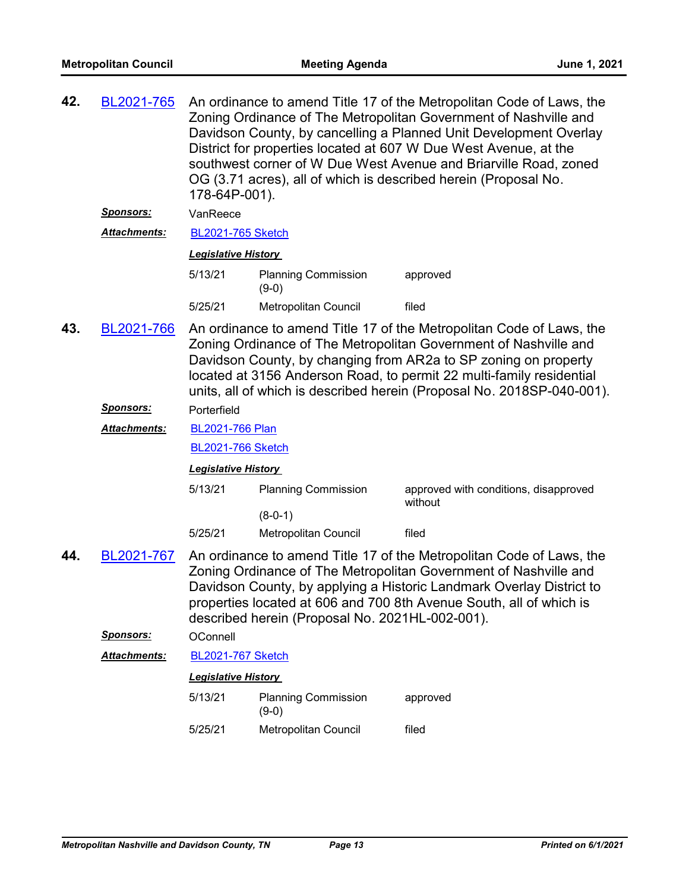**42. BL2021-765** An ordinance to amend Title 17 of the Metropolitan Code of Laws, the Zoning Ordinance of The Metropolitan Government of Nashville and Davidson County, by cancelling a Planned Unit Development Overlay District for properties located at 607 W Due West Avenue, at the southwest corner of W Due West Avenue and Briarville Road, zoned OG (3.71 acres), all of which is described herein (Proposal No. 178-64P-001).

***Sponsors:*** VanReece

***Attachments:*** BL2021-765 Sketch

***Legislative History***

| | | |
|---|---|---|
| 5/13/21 | Planning Commission (9-0) | approved |
| 5/25/21 | Metropolitan Council | filed |

**43. BL2021-766** An ordinance to amend Title 17 of the Metropolitan Code of Laws, the Zoning Ordinance of The Metropolitan Government of Nashville and Davidson County, by changing from AR2a to SP zoning on property located at 3156 Anderson Road, to permit 22 multi-family residential units, all of which is described herein (Proposal No. 2018SP-040-001).

***Sponsors:*** Porterfield

***Attachments:*** BL2021-766 Plan

BL2021-766 Sketch

***Legislative History***

| | | |
|---|---|---|
| 5/13/21 | Planning Commission (8-0-1) | approved with conditions, disapproved without |
| 5/25/21 | Metropolitan Council | filed |

**44. BL2021-767** An ordinance to amend Title 17 of the Metropolitan Code of Laws, the Zoning Ordinance of The Metropolitan Government of Nashville and Davidson County, by applying a Historic Landmark Overlay District to properties located at 606 and 700 8th Avenue South, all of which is described herein (Proposal No. 2021HL-002-001).

***Sponsors:*** OConnell

***Attachments:*** BL2021-767 Sketch

***Legislative History***

| | | |
|---|---|---|
| 5/13/21 | Planning Commission (9-0) | approved |
| 5/25/21 | Metropolitan Council | filed |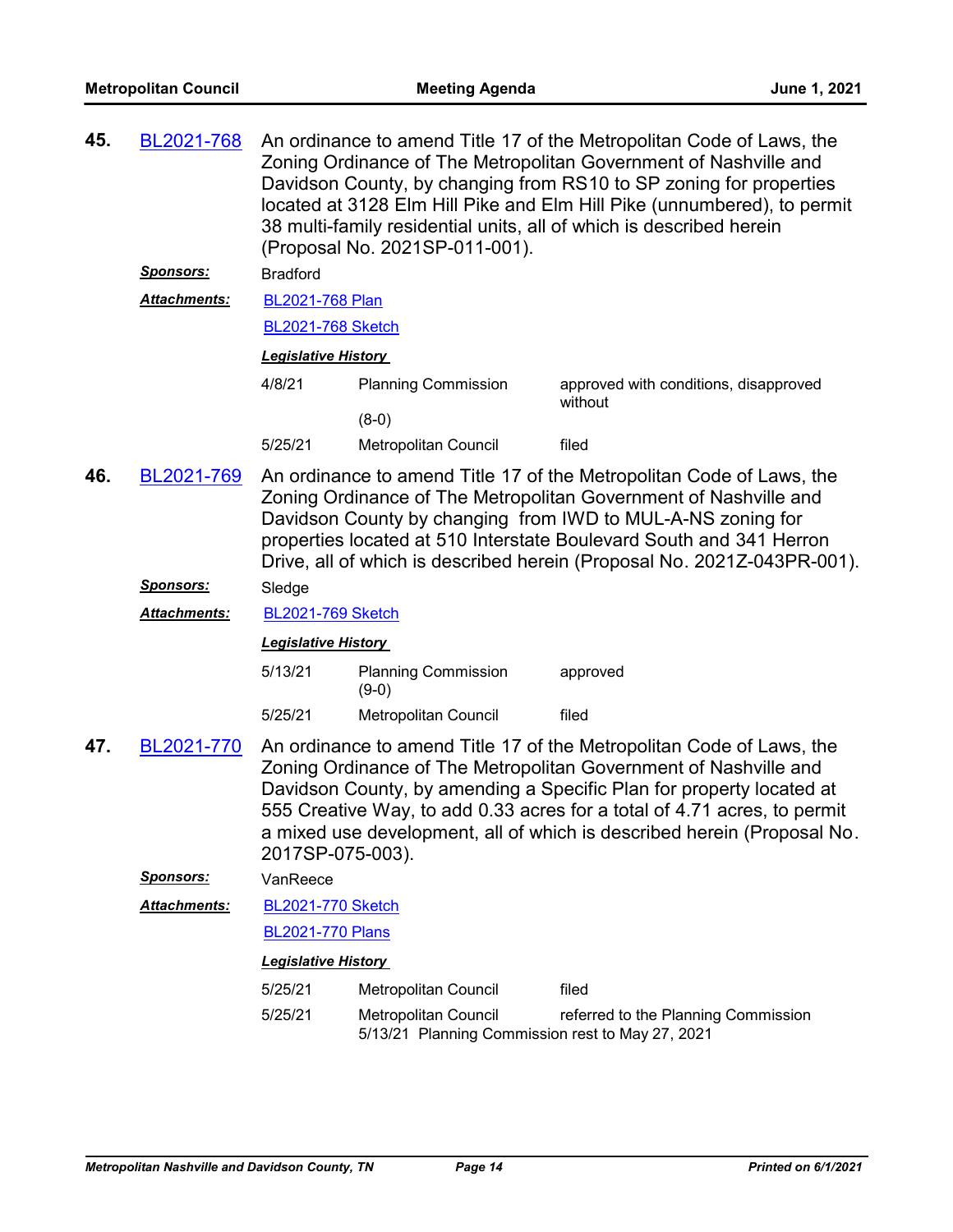**45.** BL2021-768 An ordinance to amend Title 17 of the Metropolitan Code of Laws, the Zoning Ordinance of The Metropolitan Government of Nashville and Davidson County, by changing from RS10 to SP zoning for properties located at 3128 Elm Hill Pike and Elm Hill Pike (unnumbered), to permit 38 multi-family residential units, all of which is described herein (Proposal No. 2021SP-011-001).

***Sponsors:*** Bradford

***Attachments:*** BL2021-768 Plan
BL2021-768 Sketch

***Legislative History***

| | | |
|---|---|---|
| 4/8/21 | Planning Commission (8-0) | approved with conditions, disapproved without |
| 5/25/21 | Metropolitan Council | filed |

**46.** BL2021-769 An ordinance to amend Title 17 of the Metropolitan Code of Laws, the Zoning Ordinance of The Metropolitan Government of Nashville and Davidson County by changing from IWD to MUL-A-NS zoning for properties located at 510 Interstate Boulevard South and 341 Herron Drive, all of which is described herein (Proposal No. 2021Z-043PR-001).

***Sponsors:*** Sledge

***Attachments:*** BL2021-769 Sketch

***Legislative History***

| | | |
|---|---|---|
| 5/13/21 | Planning Commission (9-0) | approved |
| 5/25/21 | Metropolitan Council | filed |

**47.** BL2021-770 An ordinance to amend Title 17 of the Metropolitan Code of Laws, the Zoning Ordinance of The Metropolitan Government of Nashville and Davidson County, by amending a Specific Plan for property located at 555 Creative Way, to add 0.33 acres for a total of 4.71 acres, to permit a mixed use development, all of which is described herein (Proposal No. 2017SP-075-003).

***Sponsors:*** VanReece

***Attachments:*** BL2021-770 Sketch
BL2021-770 Plans

***Legislative History***

| | | |
|---|---|---|
| 5/25/21 | Metropolitan Council | filed |
| 5/25/21 | Metropolitan Council | referred to the Planning Commission |

5/13/21 Planning Commission rest to May 27, 2021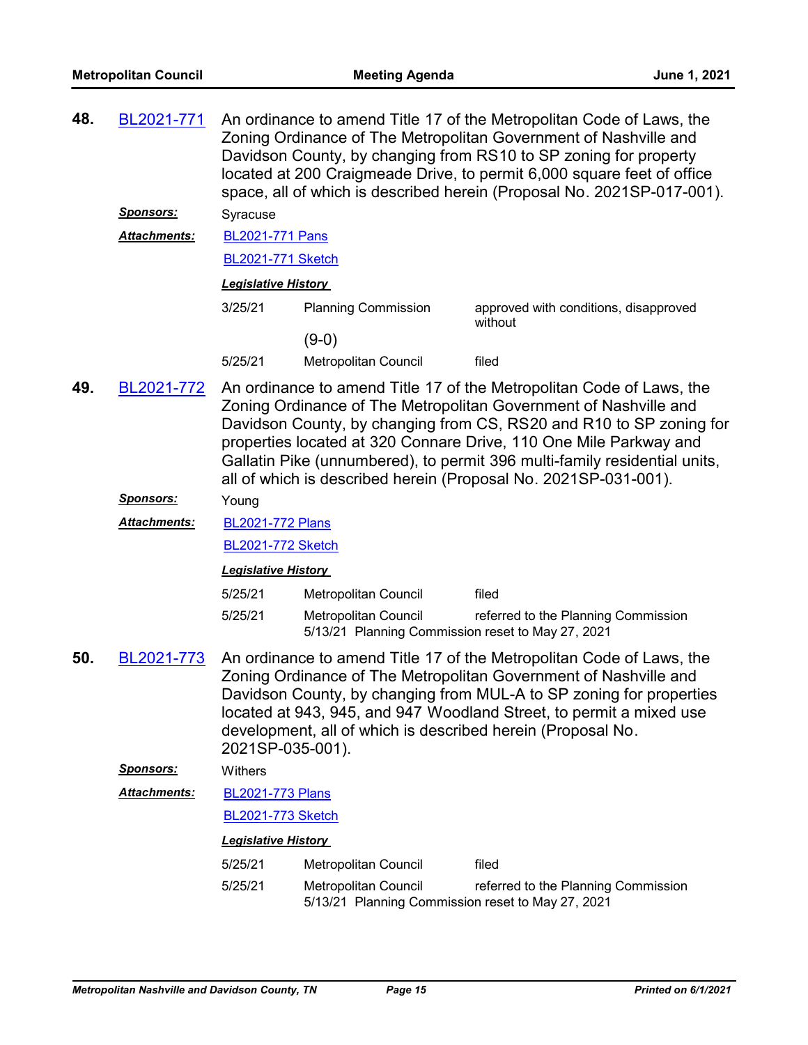**48.** BL2021-771 An ordinance to amend Title 17 of the Metropolitan Code of Laws, the Zoning Ordinance of The Metropolitan Government of Nashville and Davidson County, by changing from RS10 to SP zoning for property located at 200 Craigmeade Drive, to permit 6,000 square feet of office space, all of which is described herein (Proposal No. 2021SP-017-001).

***Sponsors:*** Syracuse

***Attachments:*** BL2021-771 Pans

BL2021-771 Sketch

***Legislative History***

| | | |
|---|---|---|
| 3/25/21 | Planning Commission (9-0) | approved with conditions, disapproved without |
| 5/25/21 | Metropolitan Council | filed |

**49.** BL2021-772 An ordinance to amend Title 17 of the Metropolitan Code of Laws, the Zoning Ordinance of The Metropolitan Government of Nashville and Davidson County, by changing from CS, RS20 and R10 to SP zoning for properties located at 320 Connare Drive, 110 One Mile Parkway and Gallatin Pike (unnumbered), to permit 396 multi-family residential units, all of which is described herein (Proposal No. 2021SP-031-001).

***Sponsors:*** Young

***Attachments:*** BL2021-772 Plans

BL2021-772 Sketch

***Legislative History***

| | | |
|---|---|---|
| 5/25/21 | Metropolitan Council | filed |
| 5/25/21 | Metropolitan Council | referred to the Planning Commission |

5/13/21 Planning Commission reset to May 27, 2021

**50.** BL2021-773 An ordinance to amend Title 17 of the Metropolitan Code of Laws, the Zoning Ordinance of The Metropolitan Government of Nashville and Davidson County, by changing from MUL-A to SP zoning for properties located at 943, 945, and 947 Woodland Street, to permit a mixed use development, all of which is described herein (Proposal No. 2021SP-035-001).

***Sponsors:*** Withers

***Attachments:*** BL2021-773 Plans

BL2021-773 Sketch

***Legislative History***

| | | |
|---|---|---|
| 5/25/21 | Metropolitan Council | filed |
| 5/25/21 | Metropolitan Council | referred to the Planning Commission |

5/13/21 Planning Commission reset to May 27, 2021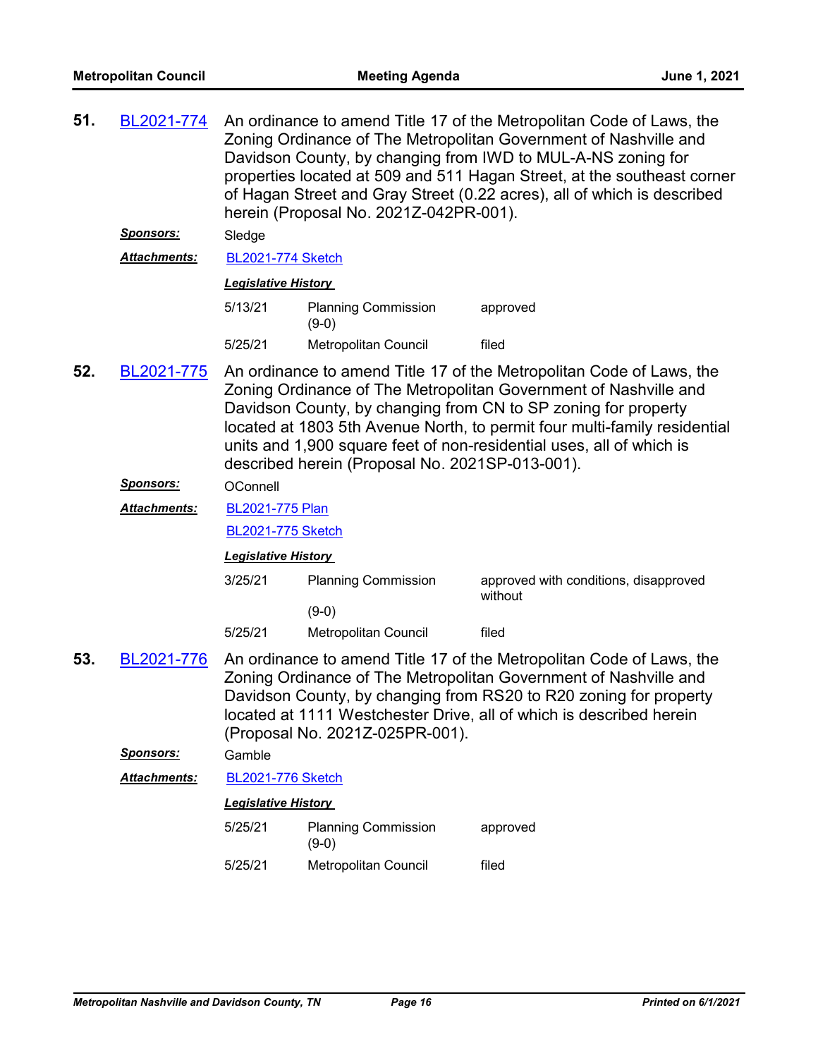**51.** BL2021-774 An ordinance to amend Title 17 of the Metropolitan Code of Laws, the Zoning Ordinance of The Metropolitan Government of Nashville and Davidson County, by changing from IWD to MUL-A-NS zoning for properties located at 509 and 511 Hagan Street, at the southeast corner of Hagan Street and Gray Street (0.22 acres), all of which is described herein (Proposal No. 2021Z-042PR-001).

***Sponsors:*** Sledge

***Attachments:*** BL2021-774 Sketch

***Legislative History***

| | | |
|---|---|---|
| 5/13/21 | Planning Commission (9-0) | approved |
| 5/25/21 | Metropolitan Council | filed |

**52.** BL2021-775 An ordinance to amend Title 17 of the Metropolitan Code of Laws, the Zoning Ordinance of The Metropolitan Government of Nashville and Davidson County, by changing from CN to SP zoning for property located at 1803 5th Avenue North, to permit four multi-family residential units and 1,900 square feet of non-residential uses, all of which is described herein (Proposal No. 2021SP-013-001).

***Sponsors:*** OConnell

***Attachments:*** BL2021-775 Plan

BL2021-775 Sketch

***Legislative History***

| | | |
|---|---|---|
| 3/25/21 | Planning Commission (9-0) | approved with conditions, disapproved without |
| 5/25/21 | Metropolitan Council | filed |

**53.** BL2021-776 An ordinance to amend Title 17 of the Metropolitan Code of Laws, the Zoning Ordinance of The Metropolitan Government of Nashville and Davidson County, by changing from RS20 to R20 zoning for property located at 1111 Westchester Drive, all of which is described herein (Proposal No. 2021Z-025PR-001).

***Sponsors:*** Gamble

***Attachments:*** BL2021-776 Sketch

***Legislative History***

| | | |
|---|---|---|
| 5/25/21 | Planning Commission (9-0) | approved |
| 5/25/21 | Metropolitan Council | filed |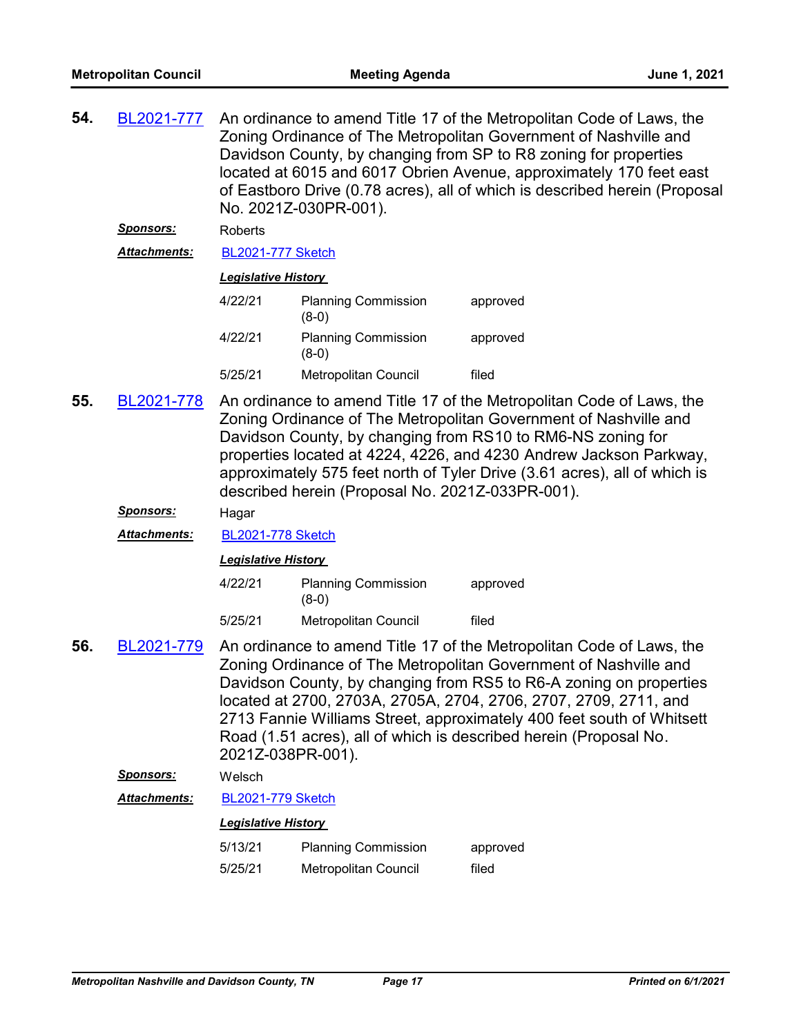**54.** BL2021-777 An ordinance to amend Title 17 of the Metropolitan Code of Laws, the Zoning Ordinance of The Metropolitan Government of Nashville and Davidson County, by changing from SP to R8 zoning for properties located at 6015 and 6017 Obrien Avenue, approximately 170 feet east of Eastboro Drive (0.78 acres), all of which is described herein (Proposal No. 2021Z-030PR-001).

***Sponsors:*** Roberts

***Attachments:*** BL2021-777 Sketch

***Legislative History***

| | | |
|---|---|---|
| 4/22/21 | Planning Commission (8-0) | approved |
| 4/22/21 | Planning Commission (8-0) | approved |
| 5/25/21 | Metropolitan Council | filed |

**55.** BL2021-778 An ordinance to amend Title 17 of the Metropolitan Code of Laws, the Zoning Ordinance of The Metropolitan Government of Nashville and Davidson County, by changing from RS10 to RM6-NS zoning for properties located at 4224, 4226, and 4230 Andrew Jackson Parkway, approximately 575 feet north of Tyler Drive (3.61 acres), all of which is described herein (Proposal No. 2021Z-033PR-001).

***Sponsors:*** Hagar

***Attachments:*** BL2021-778 Sketch

***Legislative History***

| | | |
|---|---|---|
| 4/22/21 | Planning Commission (8-0) | approved |
| 5/25/21 | Metropolitan Council | filed |

**56.** BL2021-779 An ordinance to amend Title 17 of the Metropolitan Code of Laws, the Zoning Ordinance of The Metropolitan Government of Nashville and Davidson County, by changing from RS5 to R6-A zoning on properties located at 2700, 2703A, 2705A, 2704, 2706, 2707, 2709, 2711, and 2713 Fannie Williams Street, approximately 400 feet south of Whitsett Road (1.51 acres), all of which is described herein (Proposal No. 2021Z-038PR-001).

***Sponsors:*** Welsch

***Attachments:*** BL2021-779 Sketch

***Legislative History***

| | | |
|---|---|---|
| 5/13/21 | Planning Commission | approved |
| 5/25/21 | Metropolitan Council | filed |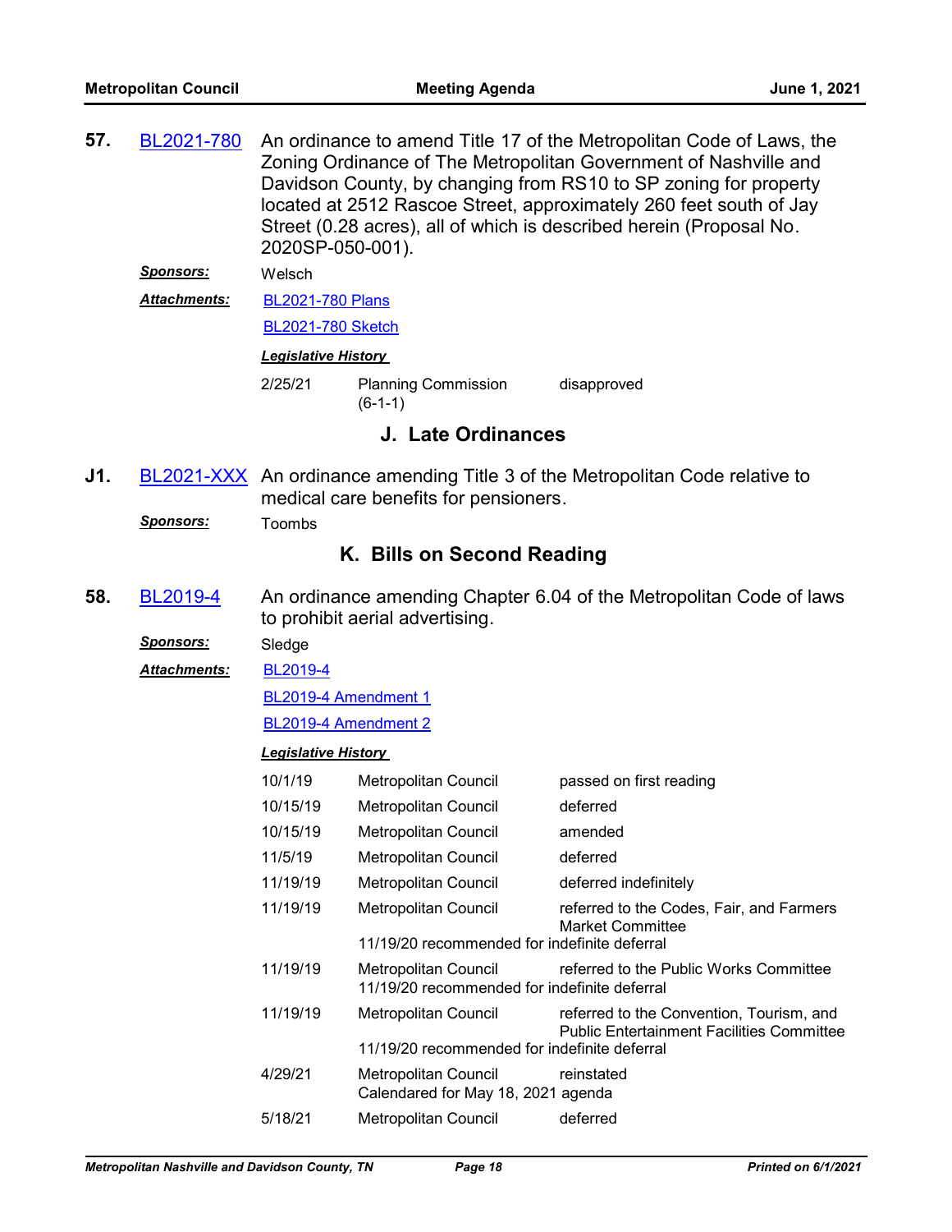**57.** BL2021-780 An ordinance to amend Title 17 of the Metropolitan Code of Laws, the Zoning Ordinance of The Metropolitan Government of Nashville and Davidson County, by changing from RS10 to SP zoning for property located at 2512 Rascoe Street, approximately 260 feet south of Jay Street (0.28 acres), all of which is described herein (Proposal No. 2020SP-050-001).

***Sponsors:*** Welsch

***Attachments:*** BL2021-780 Plans

BL2021-780 Sketch

***Legislative History***

| | | |
|---|---|---|
| 2/25/21 | Planning Commission (6-1-1) | disapproved |

## J. Late Ordinances

**J1.** BL2021-XXX An ordinance amending Title 3 of the Metropolitan Code relative to medical care benefits for pensioners.

***Sponsors:*** Toombs

## K. Bills on Second Reading

**58.** BL2019-4 An ordinance amending Chapter 6.04 of the Metropolitan Code of laws to prohibit aerial advertising.

***Sponsors:*** Sledge

***Attachments:*** BL2019-4

BL2019-4 Amendment 1

BL2019-4 Amendment 2

***Legislative History***

| | | |
|---|---|---|
| 10/1/19 | Metropolitan Council | passed on first reading |
| 10/15/19 | Metropolitan Council | deferred |
| 10/15/19 | Metropolitan Council | amended |
| 11/5/19 | Metropolitan Council | deferred |
| 11/19/19 | Metropolitan Council | deferred indefinitely |
| 11/19/19 | Metropolitan Council<br>11/19/20 recommended for indefinite deferral | referred to the Codes, Fair, and Farmers Market Committee |
| 11/19/19 | Metropolitan Council<br>11/19/20 recommended for indefinite deferral | referred to the Public Works Committee |
| 11/19/19 | Metropolitan Council<br>11/19/20 recommended for indefinite deferral | referred to the Convention, Tourism, and Public Entertainment Facilities Committee |
| 4/29/21 | Metropolitan Council<br>Calendared for May 18, 2021 agenda | reinstated |
| 5/18/21 | Metropolitan Council | deferred |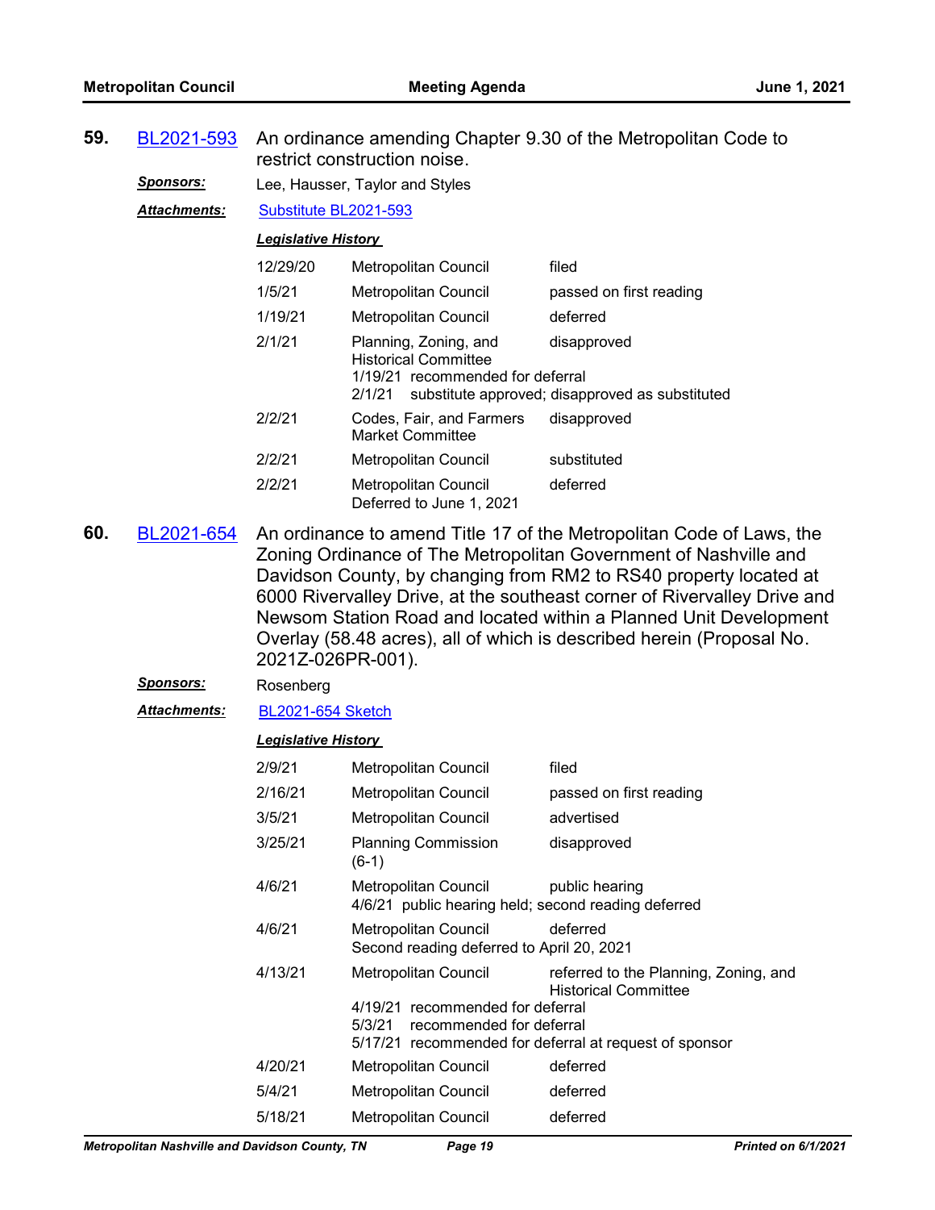**59.** BL2021-593 An ordinance amending Chapter 9.30 of the Metropolitan Code to restrict construction noise.

***Sponsors:*** Lee, Hausser, Taylor and Styles

***Attachments:*** Substitute BL2021-593

***Legislative History***

| | | |
|---|---|---|
| 12/29/20 | Metropolitan Council | filed |
| 1/5/21 | Metropolitan Council | passed on first reading |
| 1/19/21 | Metropolitan Council | deferred |
| 2/1/21 | Planning, Zoning, and Historical Committee<br>1/19/21 recommended for deferral<br>2/1/21 substitute approved; disapproved as substituted | disapproved |
| 2/2/21 | Codes, Fair, and Farmers Market Committee | disapproved |
| 2/2/21 | Metropolitan Council | substituted |
| 2/2/21 | Metropolitan Council<br>Deferred to June 1, 2021 | deferred |

**60.** BL2021-654 An ordinance to amend Title 17 of the Metropolitan Code of Laws, the Zoning Ordinance of The Metropolitan Government of Nashville and Davidson County, by changing from RM2 to RS40 property located at 6000 Rivervalley Drive, at the southeast corner of Rivervalley Drive and Newsom Station Road and located within a Planned Unit Development Overlay (58.48 acres), all of which is described herein (Proposal No. 2021Z-026PR-001).

***Sponsors:*** Rosenberg

***Attachments:*** BL2021-654 Sketch

***Legislative History***

| | | |
|---|---|---|
| 2/9/21 | Metropolitan Council | filed |
| 2/16/21 | Metropolitan Council | passed on first reading |
| 3/5/21 | Metropolitan Council | advertised |
| 3/25/21 | Planning Commission (6-1) | disapproved |
| 4/6/21 | Metropolitan Council<br>4/6/21 public hearing held; second reading deferred | public hearing |
| 4/6/21 | Metropolitan Council<br>Second reading deferred to April 20, 2021 | deferred |
| 4/13/21 | Metropolitan Council<br>4/19/21 recommended for deferral<br>5/3/21 recommended for deferral<br>5/17/21 recommended for deferral at request of sponsor | referred to the Planning, Zoning, and Historical Committee |
| 4/20/21 | Metropolitan Council | deferred |
| 5/4/21 | Metropolitan Council | deferred |
| 5/18/21 | Metropolitan Council | deferred |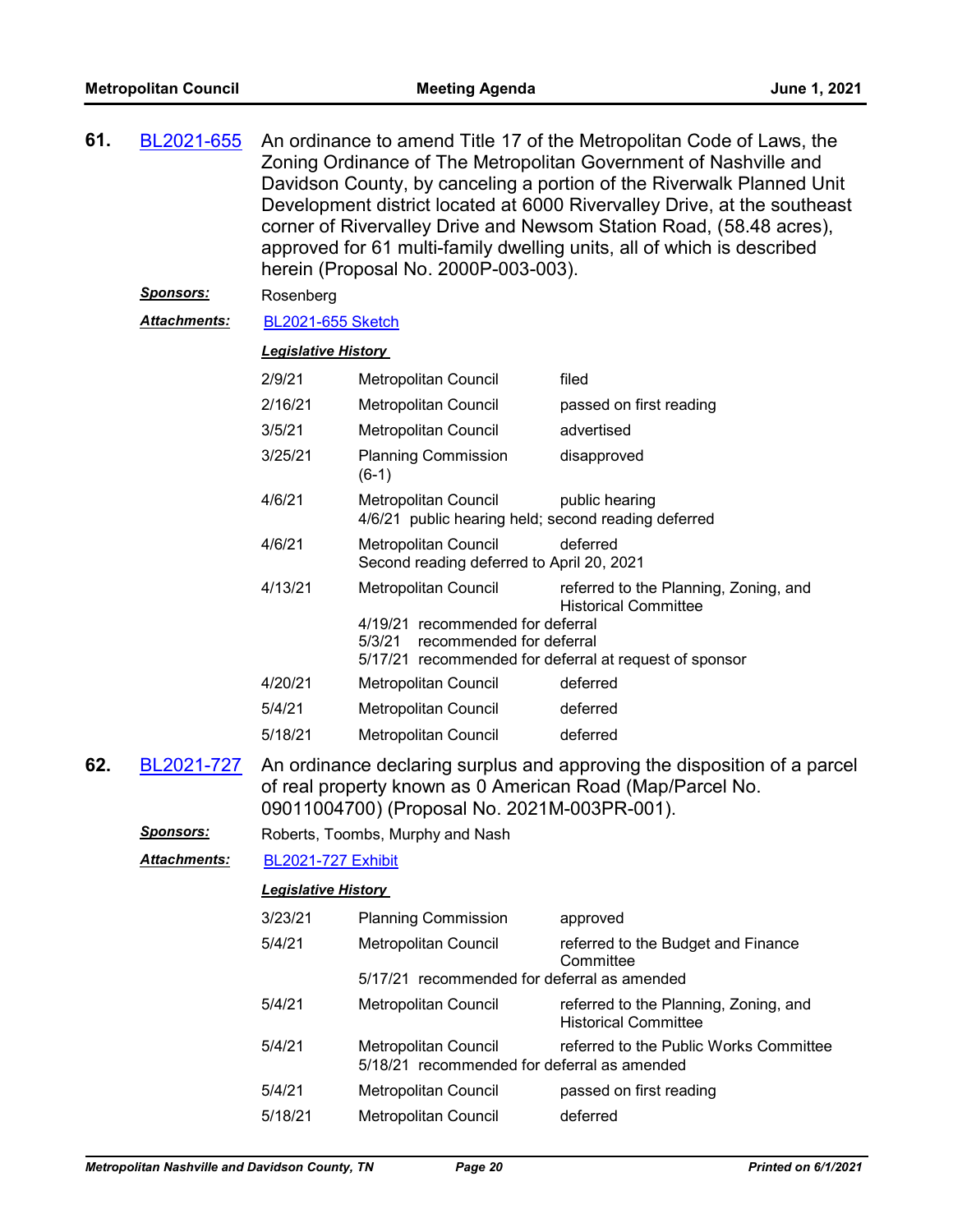**61.** BL2021-655 An ordinance to amend Title 17 of the Metropolitan Code of Laws, the Zoning Ordinance of The Metropolitan Government of Nashville and Davidson County, by canceling a portion of the Riverwalk Planned Unit Development district located at 6000 Rivervalley Drive, at the southeast corner of Rivervalley Drive and Newsom Station Road, (58.48 acres), approved for 61 multi-family dwelling units, all of which is described herein (Proposal No. 2000P-003-003).

***Sponsors:*** Rosenberg

***Attachments:*** BL2021-655 Sketch

***Legislative History***

| Date | Body | Action |
|---|---|---|
| 2/9/21 | Metropolitan Council | filed |
| 2/16/21 | Metropolitan Council | passed on first reading |
| 3/5/21 | Metropolitan Council | advertised |
| 3/25/21 | Planning Commission (6-1) | disapproved |
| 4/6/21 | Metropolitan Council | public hearing |
| | 4/6/21 public hearing held; second reading deferred | |
| 4/6/21 | Metropolitan Council | deferred |
| | Second reading deferred to April 20, 2021 | |
| 4/13/21 | Metropolitan Council | referred to the Planning, Zoning, and Historical Committee |
| | 4/19/21 recommended for deferral<br>5/3/21 recommended for deferral<br>5/17/21 recommended for deferral at request of sponsor | |
| 4/20/21 | Metropolitan Council | deferred |
| 5/4/21 | Metropolitan Council | deferred |
| 5/18/21 | Metropolitan Council | deferred |

**62.** BL2021-727 An ordinance declaring surplus and approving the disposition of a parcel of real property known as 0 American Road (Map/Parcel No. 09011004700) (Proposal No. 2021M-003PR-001).

***Sponsors:*** Roberts, Toombs, Murphy and Nash

***Attachments:*** BL2021-727 Exhibit

***Legislative History***

| Date | Body | Action |
|---|---|---|
| 3/23/21 | Planning Commission | approved |
| 5/4/21 | Metropolitan Council | referred to the Budget and Finance Committee |
| | 5/17/21 recommended for deferral as amended | |
| 5/4/21 | Metropolitan Council | referred to the Planning, Zoning, and Historical Committee |
| 5/4/21 | Metropolitan Council | referred to the Public Works Committee |
| | 5/18/21 recommended for deferral as amended | |
| 5/4/21 | Metropolitan Council | passed on first reading |
| 5/18/21 | Metropolitan Council | deferred |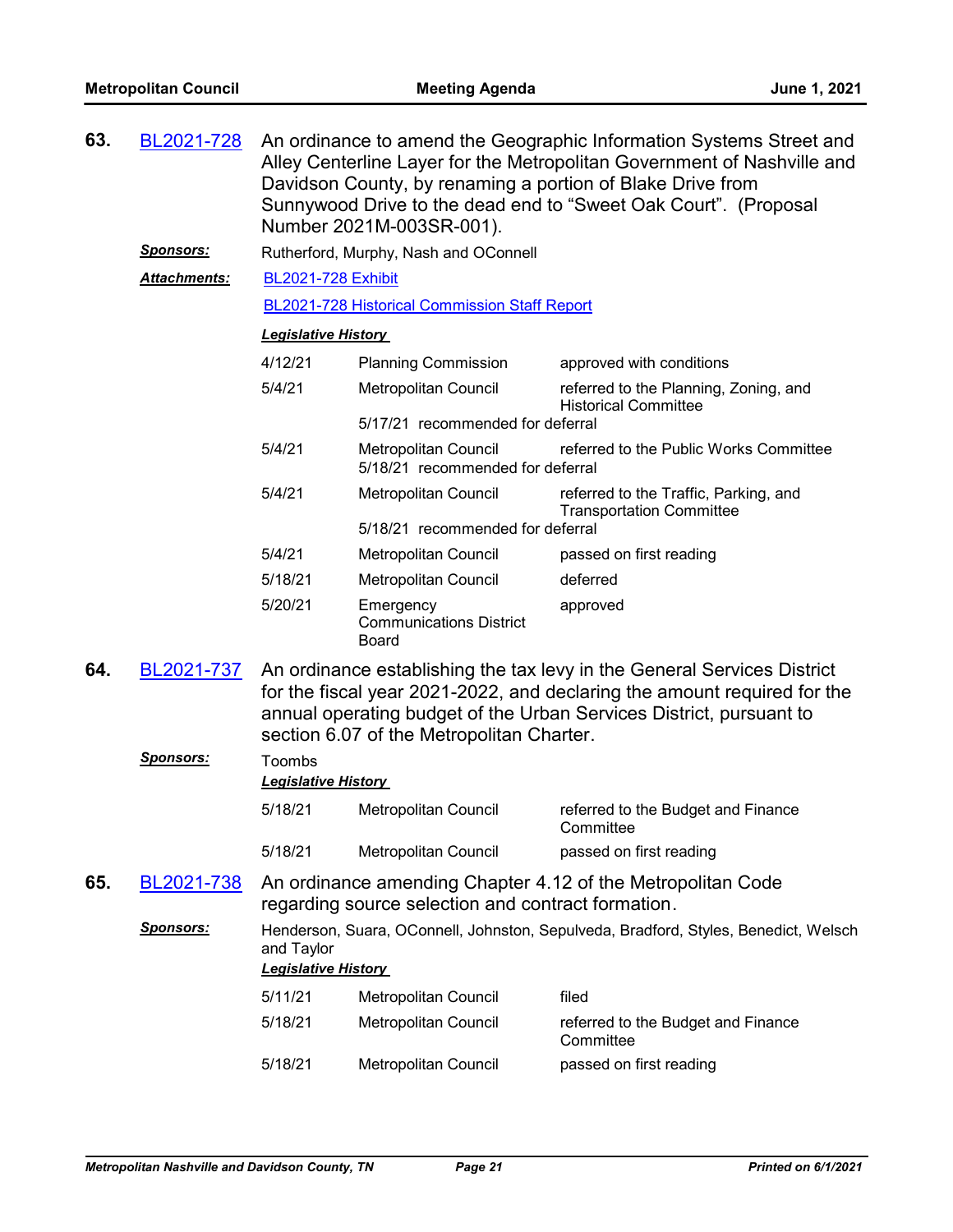**63.** **BL2021-728** An ordinance to amend the Geographic Information Systems Street and Alley Centerline Layer for the Metropolitan Government of Nashville and Davidson County, by renaming a portion of Blake Drive from Sunnywood Drive to the dead end to “Sweet Oak Court”. (Proposal Number 2021M-003SR-001).

***Sponsors:*** Rutherford, Murphy, Nash and OConnell

***Attachments:*** BL2021-728 Exhibit

BL2021-728 Historical Commission Staff Report

***Legislative History***

| | | |
|---|---|---|
| 4/12/21 | Planning Commission | approved with conditions |
| 5/4/21 | Metropolitan Council | referred to the Planning, Zoning, and Historical Committee |
| | 5/17/21 recommended for deferral | |
| 5/4/21 | Metropolitan Council | referred to the Public Works Committee |
| | 5/18/21 recommended for deferral | |
| 5/4/21 | Metropolitan Council | referred to the Traffic, Parking, and Transportation Committee |
| | 5/18/21 recommended for deferral | |
| 5/4/21 | Metropolitan Council | passed on first reading |
| 5/18/21 | Metropolitan Council | deferred |
| 5/20/21 | Emergency Communications District Board | approved |

**64.** **BL2021-737** An ordinance establishing the tax levy in the General Services District for the fiscal year 2021-2022, and declaring the amount required for the annual operating budget of the Urban Services District, pursuant to section 6.07 of the Metropolitan Charter.

***Sponsors:*** Toombs

***Legislative History***

| | | |
|---|---|---|
| 5/18/21 | Metropolitan Council | referred to the Budget and Finance Committee |
| 5/18/21 | Metropolitan Council | passed on first reading |

**65.** **BL2021-738** An ordinance amending Chapter 4.12 of the Metropolitan Code regarding source selection and contract formation.

***Sponsors:*** Henderson, Suara, OConnell, Johnston, Sepulveda, Bradford, Styles, Benedict, Welsch and Taylor

***Legislative History***

| | | |
|---|---|---|
| 5/11/21 | Metropolitan Council | filed |
| 5/18/21 | Metropolitan Council | referred to the Budget and Finance Committee |
| 5/18/21 | Metropolitan Council | passed on first reading |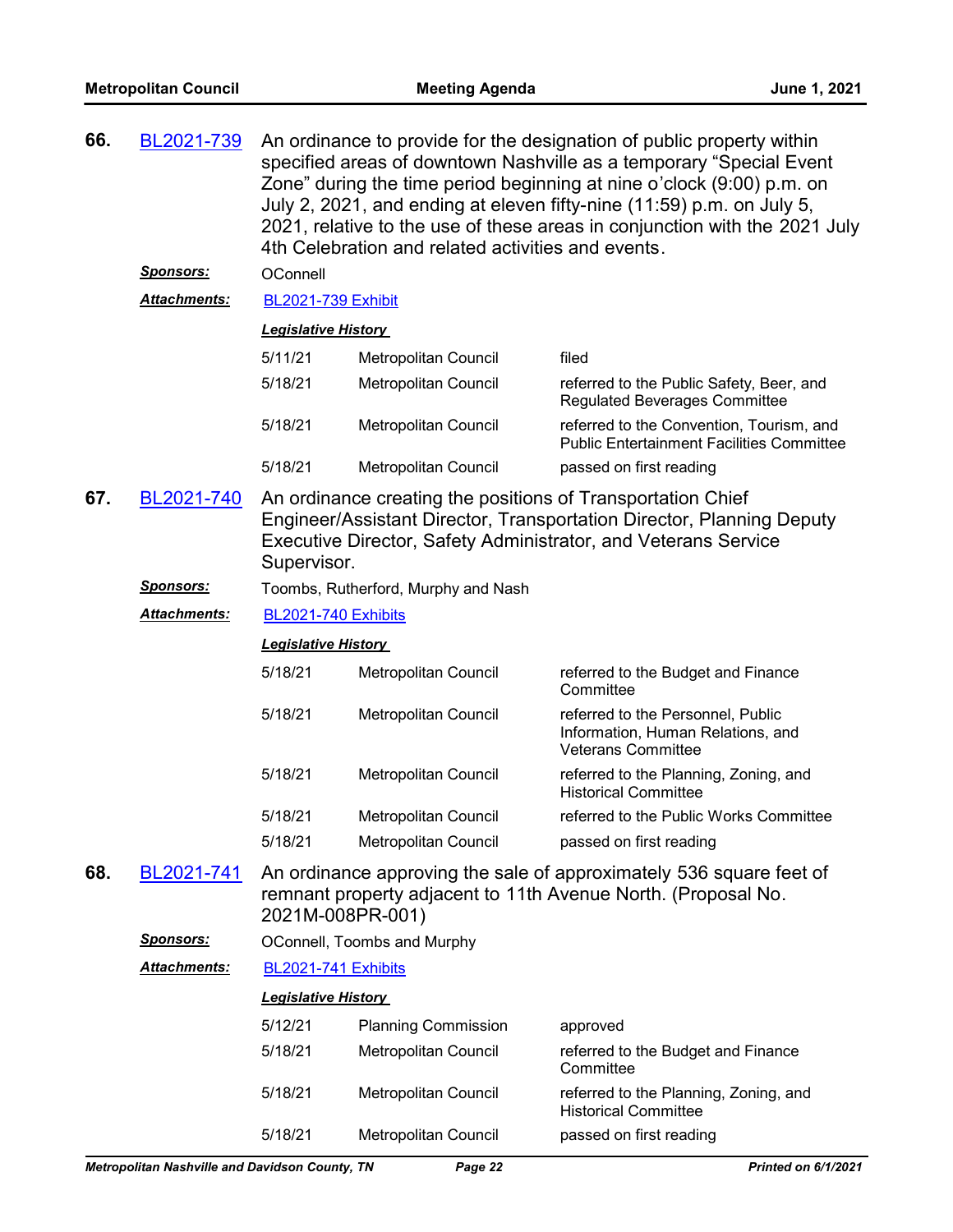**66.** BL2021-739 An ordinance to provide for the designation of public property within specified areas of downtown Nashville as a temporary “Special Event Zone” during the time period beginning at nine o’clock (9:00) p.m. on July 2, 2021, and ending at eleven fifty-nine (11:59) p.m. on July 5, 2021, relative to the use of these areas in conjunction with the 2021 July 4th Celebration and related activities and events.

***Sponsors:*** OConnell

***Attachments:*** BL2021-739 Exhibit

***Legislative History***

| | | |
|---|---|---|
| 5/11/21 | Metropolitan Council | filed |
| 5/18/21 | Metropolitan Council | referred to the Public Safety, Beer, and Regulated Beverages Committee |
| 5/18/21 | Metropolitan Council | referred to the Convention, Tourism, and Public Entertainment Facilities Committee |
| 5/18/21 | Metropolitan Council | passed on first reading |

**67.** BL2021-740 An ordinance creating the positions of Transportation Chief Engineer/Assistant Director, Transportation Director, Planning Deputy Executive Director, Safety Administrator, and Veterans Service Supervisor.

***Sponsors:*** Toombs, Rutherford, Murphy and Nash

***Attachments:*** BL2021-740 Exhibits

***Legislative History***

| | | |
|---|---|---|
| 5/18/21 | Metropolitan Council | referred to the Budget and Finance Committee |
| 5/18/21 | Metropolitan Council | referred to the Personnel, Public Information, Human Relations, and Veterans Committee |
| 5/18/21 | Metropolitan Council | referred to the Planning, Zoning, and Historical Committee |
| 5/18/21 | Metropolitan Council | referred to the Public Works Committee |
| 5/18/21 | Metropolitan Council | passed on first reading |

**68.** BL2021-741 An ordinance approving the sale of approximately 536 square feet of remnant property adjacent to 11th Avenue North. (Proposal No. 2021M-008PR-001)

***Sponsors:*** OConnell, Toombs and Murphy

***Attachments:*** BL2021-741 Exhibits

***Legislative History***

| | | |
|---|---|---|
| 5/12/21 | Planning Commission | approved |
| 5/18/21 | Metropolitan Council | referred to the Budget and Finance Committee |
| 5/18/21 | Metropolitan Council | referred to the Planning, Zoning, and Historical Committee |
| 5/18/21 | Metropolitan Council | passed on first reading |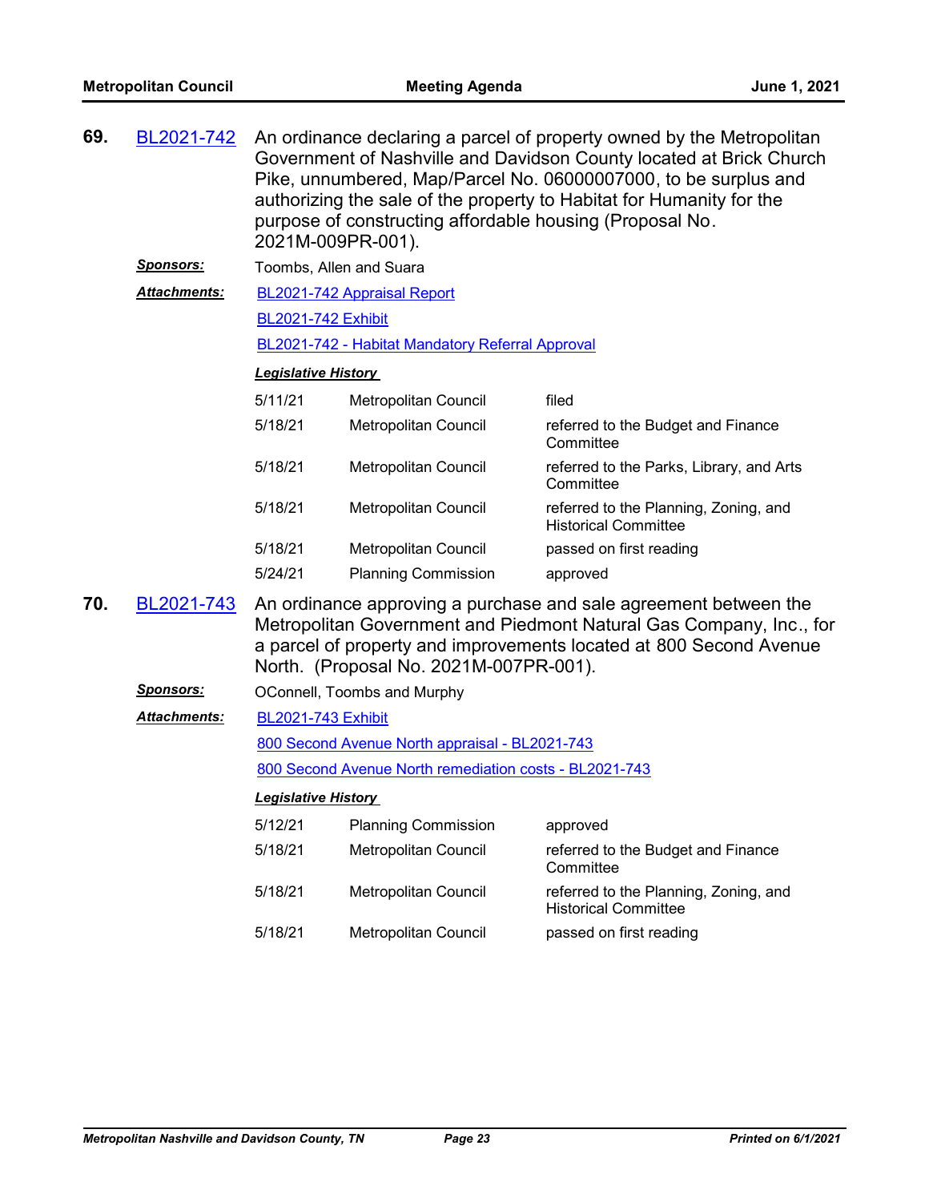**69.** BL2021-742 An ordinance declaring a parcel of property owned by the Metropolitan Government of Nashville and Davidson County located at Brick Church Pike, unnumbered, Map/Parcel No. 06000007000, to be surplus and authorizing the sale of the property to Habitat for Humanity for the purpose of constructing affordable housing (Proposal No. 2021M-009PR-001).

***Sponsors:*** Toombs, Allen and Suara

***Attachments:*** BL2021-742 Appraisal Report

BL2021-742 Exhibit

BL2021-742 - Habitat Mandatory Referral Approval

***Legislative History***

| | | |
|---|---|---|
| 5/11/21 | Metropolitan Council | filed |
| 5/18/21 | Metropolitan Council | referred to the Budget and Finance Committee |
| 5/18/21 | Metropolitan Council | referred to the Parks, Library, and Arts Committee |
| 5/18/21 | Metropolitan Council | referred to the Planning, Zoning, and Historical Committee |
| 5/18/21 | Metropolitan Council | passed on first reading |
| 5/24/21 | Planning Commission | approved |

**70.** BL2021-743 An ordinance approving a purchase and sale agreement between the Metropolitan Government and Piedmont Natural Gas Company, Inc., for a parcel of property and improvements located at 800 Second Avenue North. (Proposal No. 2021M-007PR-001).

***Sponsors:*** OConnell, Toombs and Murphy

***Attachments:*** BL2021-743 Exhibit

800 Second Avenue North appraisal - BL2021-743

800 Second Avenue North remediation costs - BL2021-743

***Legislative History***

| | | |
|---|---|---|
| 5/12/21 | Planning Commission | approved |
| 5/18/21 | Metropolitan Council | referred to the Budget and Finance Committee |
| 5/18/21 | Metropolitan Council | referred to the Planning, Zoning, and Historical Committee |
| 5/18/21 | Metropolitan Council | passed on first reading |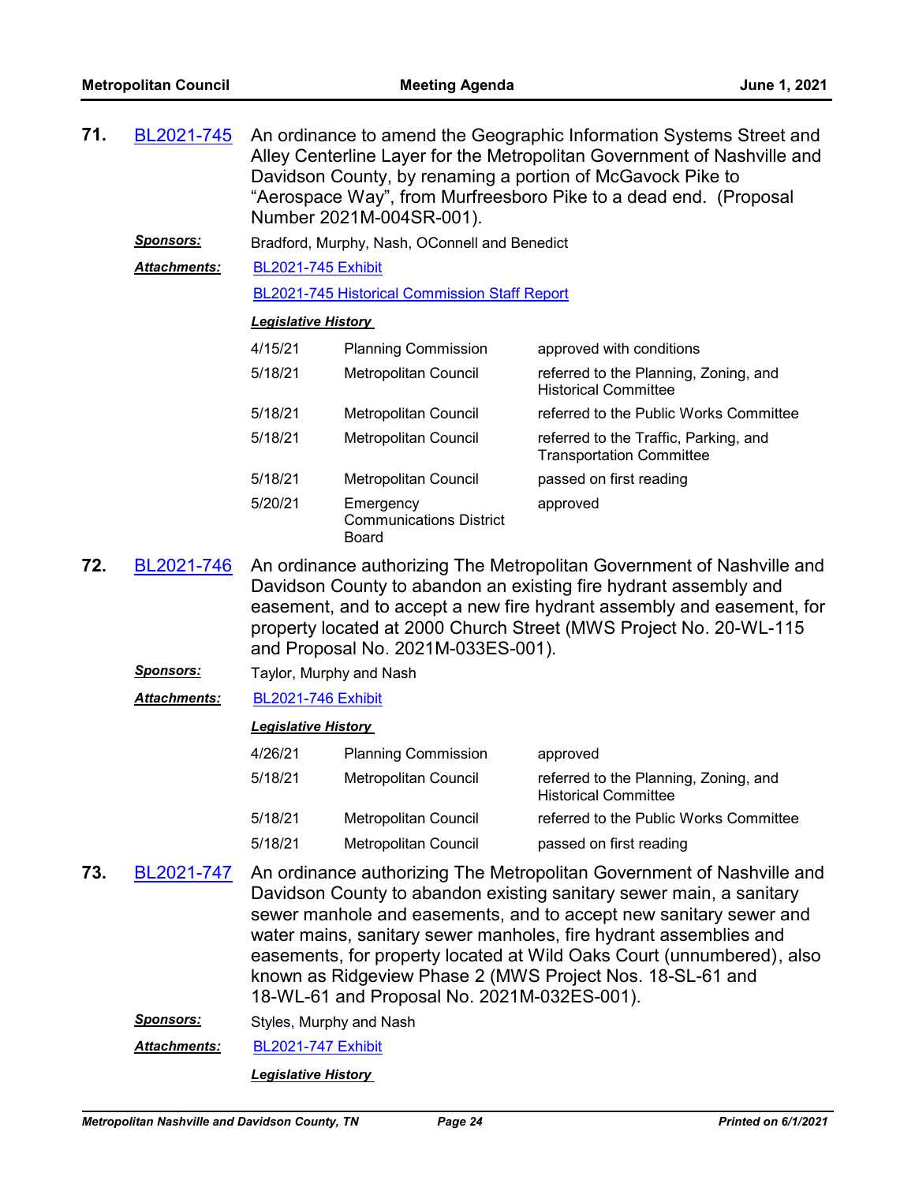**71.** BL2021-745 An ordinance to amend the Geographic Information Systems Street and Alley Centerline Layer for the Metropolitan Government of Nashville and Davidson County, by renaming a portion of McGavock Pike to "Aerospace Way", from Murfreesboro Pike to a dead end. (Proposal Number 2021M-004SR-001).

***Sponsors:*** Bradford, Murphy, Nash, OConnell and Benedict

***Attachments:*** BL2021-745 Exhibit

BL2021-745 Historical Commission Staff Report

***Legislative History***

| | | |
|---|---|---|
| 4/15/21 | Planning Commission | approved with conditions |
| 5/18/21 | Metropolitan Council | referred to the Planning, Zoning, and Historical Committee |
| 5/18/21 | Metropolitan Council | referred to the Public Works Committee |
| 5/18/21 | Metropolitan Council | referred to the Traffic, Parking, and Transportation Committee |
| 5/18/21 | Metropolitan Council | passed on first reading |
| 5/20/21 | Emergency Communications District Board | approved |

**72.** BL2021-746 An ordinance authorizing The Metropolitan Government of Nashville and Davidson County to abandon an existing fire hydrant assembly and easement, and to accept a new fire hydrant assembly and easement, for property located at 2000 Church Street (MWS Project No. 20-WL-115 and Proposal No. 2021M-033ES-001).

***Sponsors:*** Taylor, Murphy and Nash

***Attachments:*** BL2021-746 Exhibit

***Legislative History***

| | | |
|---|---|---|
| 4/26/21 | Planning Commission | approved |
| 5/18/21 | Metropolitan Council | referred to the Planning, Zoning, and Historical Committee |
| 5/18/21 | Metropolitan Council | referred to the Public Works Committee |
| 5/18/21 | Metropolitan Council | passed on first reading |

**73.** BL2021-747 An ordinance authorizing The Metropolitan Government of Nashville and Davidson County to abandon existing sanitary sewer main, a sanitary sewer manhole and easements, and to accept new sanitary sewer and water mains, sanitary sewer manholes, fire hydrant assemblies and easements, for property located at Wild Oaks Court (unnumbered), also known as Ridgeview Phase 2 (MWS Project Nos. 18-SL-61 and 18-WL-61 and Proposal No. 2021M-032ES-001).

***Sponsors:*** Styles, Murphy and Nash

***Attachments:*** BL2021-747 Exhibit

***Legislative History***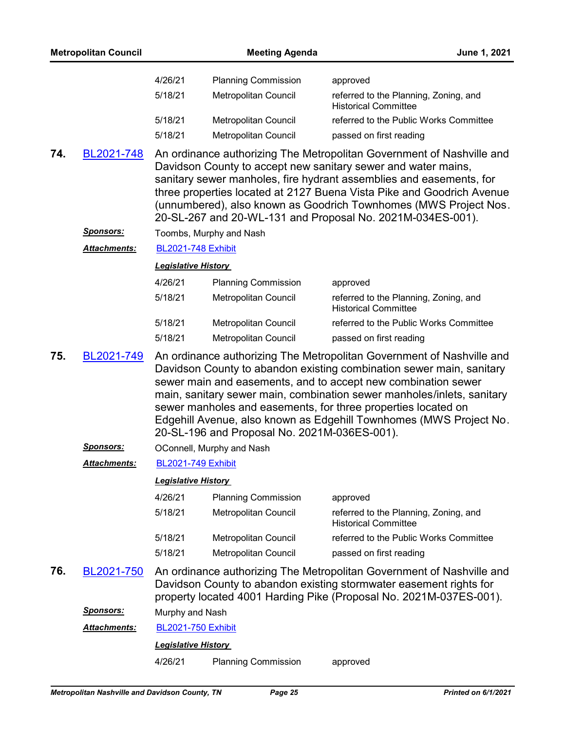| | | |
|---|---|---|
| 4/26/21 | Planning Commission | approved |
| 5/18/21 | Metropolitan Council | referred to the Planning, Zoning, and Historical Committee |
| 5/18/21 | Metropolitan Council | referred to the Public Works Committee |
| 5/18/21 | Metropolitan Council | passed on first reading |

**74.** BL2021-748 An ordinance authorizing The Metropolitan Government of Nashville and Davidson County to accept new sanitary sewer and water mains, sanitary sewer manholes, fire hydrant assemblies and easements, for three properties located at 2127 Buena Vista Pike and Goodrich Avenue (unnumbered), also known as Goodrich Townhomes (MWS Project Nos. 20-SL-267 and 20-WL-131 and Proposal No. 2021M-034ES-001).

***Sponsors:*** Toombs, Murphy and Nash

***Attachments:*** BL2021-748 Exhibit

***Legislative History***

| | | |
|---|---|---|
| 4/26/21 | Planning Commission | approved |
| 5/18/21 | Metropolitan Council | referred to the Planning, Zoning, and Historical Committee |
| 5/18/21 | Metropolitan Council | referred to the Public Works Committee |
| 5/18/21 | Metropolitan Council | passed on first reading |

**75.** BL2021-749 An ordinance authorizing The Metropolitan Government of Nashville and Davidson County to abandon existing combination sewer main, sanitary sewer main and easements, and to accept new combination sewer main, sanitary sewer main, combination sewer manholes/inlets, sanitary sewer manholes and easements, for three properties located on Edgehill Avenue, also known as Edgehill Townhomes (MWS Project No. 20-SL-196 and Proposal No. 2021M-036ES-001).

***Sponsors:*** OConnell, Murphy and Nash

***Attachments:*** BL2021-749 Exhibit

***Legislative History***

| | | |
|---|---|---|
| 4/26/21 | Planning Commission | approved |
| 5/18/21 | Metropolitan Council | referred to the Planning, Zoning, and Historical Committee |
| 5/18/21 | Metropolitan Council | referred to the Public Works Committee |
| 5/18/21 | Metropolitan Council | passed on first reading |

**76.** BL2021-750 An ordinance authorizing The Metropolitan Government of Nashville and Davidson County to abandon existing stormwater easement rights for property located 4001 Harding Pike (Proposal No. 2021M-037ES-001).

***Sponsors:*** Murphy and Nash

***Attachments:*** BL2021-750 Exhibit

***Legislative History***

| | | |
|---|---|---|
| 4/26/21 | Planning Commission | approved |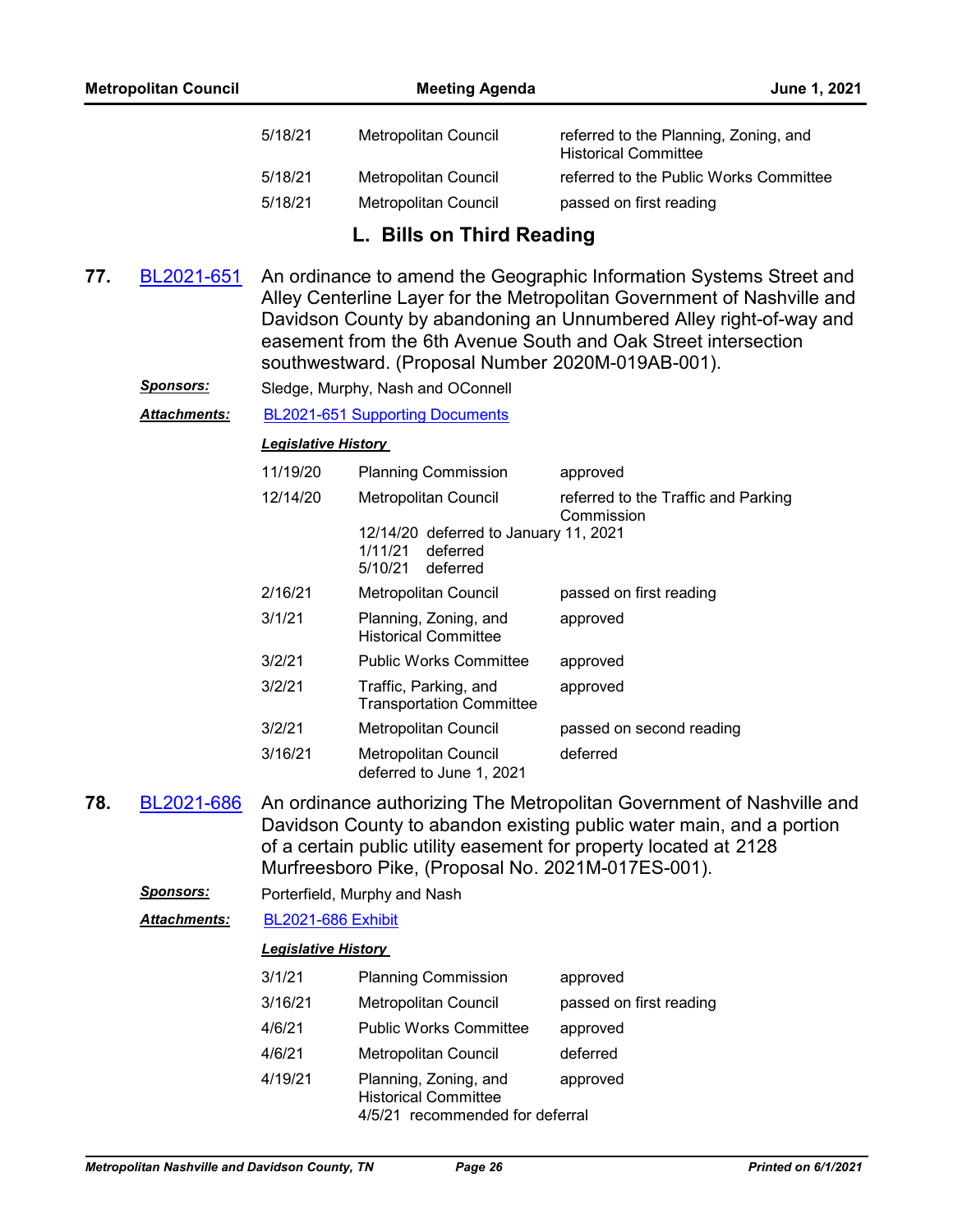| | | |
|---|---|---|
| 5/18/21 | Metropolitan Council | referred to the Planning, Zoning, and Historical Committee |
| 5/18/21 | Metropolitan Council | referred to the Public Works Committee |
| 5/18/21 | Metropolitan Council | passed on first reading |

## L. Bills on Third Reading

**77.** BL2021-651 An ordinance to amend the Geographic Information Systems Street and Alley Centerline Layer for the Metropolitan Government of Nashville and Davidson County by abandoning an Unnumbered Alley right-of-way and easement from the 6th Avenue South and Oak Street intersection southwestward. (Proposal Number 2020M-019AB-001).

***Sponsors:*** Sledge, Murphy, Nash and OConnell

***Attachments:*** BL2021-651 Supporting Documents

***Legislative History***

| | | |
|---|---|---|
| 11/19/20 | Planning Commission | approved |
| 12/14/20 | Metropolitan Council | referred to the Traffic and Parking Commission |
| | 12/14/20 deferred to January 11, 2021<br>1/11/21 deferred<br>5/10/21 deferred | |
| 2/16/21 | Metropolitan Council | passed on first reading |
| 3/1/21 | Planning, Zoning, and Historical Committee | approved |
| 3/2/21 | Public Works Committee | approved |
| 3/2/21 | Traffic, Parking, and Transportation Committee | approved |
| 3/2/21 | Metropolitan Council | passed on second reading |
| 3/16/21 | Metropolitan Council<br>deferred to June 1, 2021 | deferred |

**78.** BL2021-686 An ordinance authorizing The Metropolitan Government of Nashville and Davidson County to abandon existing public water main, and a portion of a certain public utility easement for property located at 2128 Murfreesboro Pike, (Proposal No. 2021M-017ES-001).

***Sponsors:*** Porterfield, Murphy and Nash

***Attachments:*** BL2021-686 Exhibit

***Legislative History***

| | | |
|---|---|---|
| 3/1/21 | Planning Commission | approved |
| 3/16/21 | Metropolitan Council | passed on first reading |
| 4/6/21 | Public Works Committee | approved |
| 4/6/21 | Metropolitan Council | deferred |
| 4/19/21 | Planning, Zoning, and Historical Committee<br>4/5/21 recommended for deferral | approved |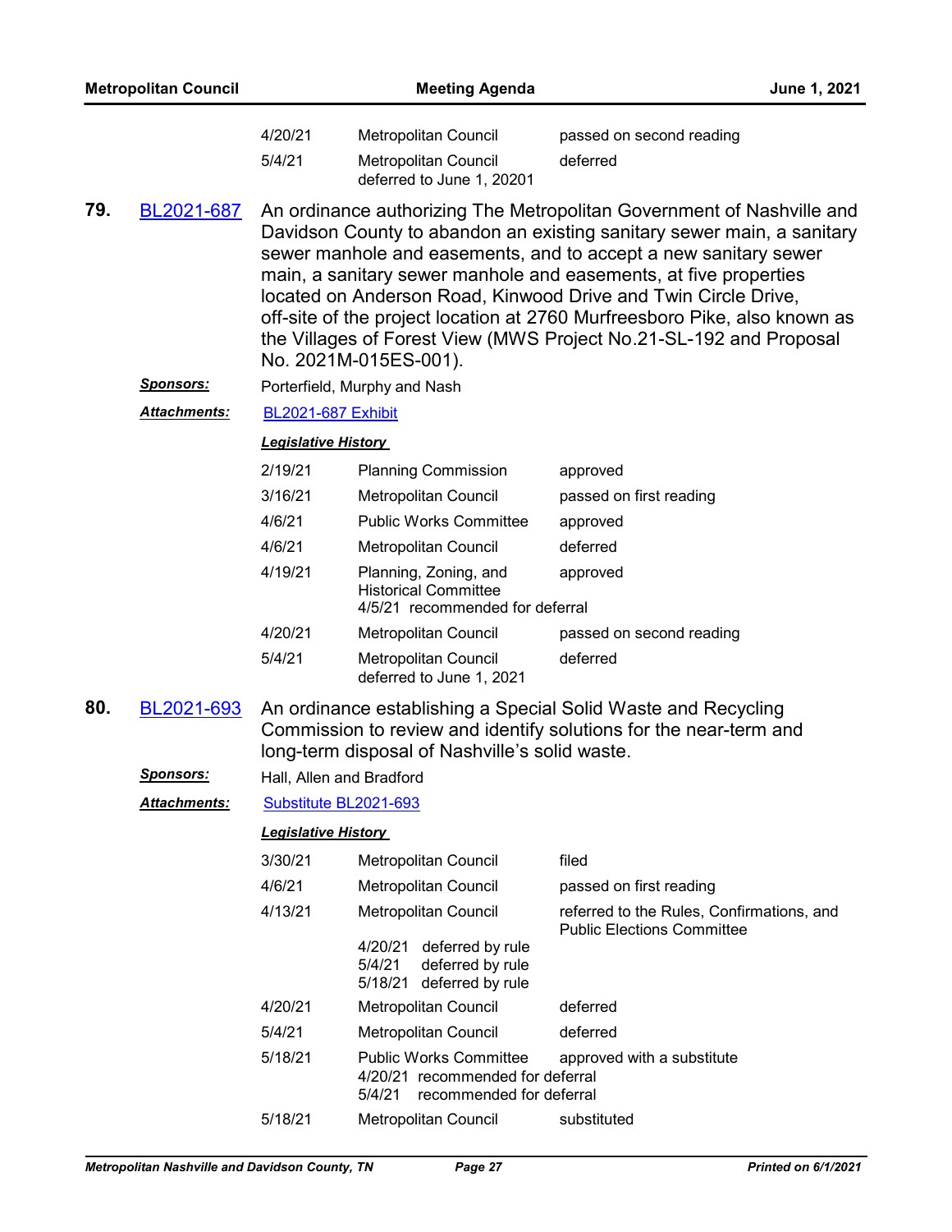| | | |
|---|---|---|
| 4/20/21 | Metropolitan Council | passed on second reading |
| 5/4/21 | Metropolitan Council<br>deferred to June 1, 20201 | deferred |

**79.** BL2021-687 An ordinance authorizing The Metropolitan Government of Nashville and Davidson County to abandon an existing sanitary sewer main, a sanitary sewer manhole and easements, and to accept a new sanitary sewer main, a sanitary sewer manhole and easements, at five properties located on Anderson Road, Kinwood Drive and Twin Circle Drive, off-site of the project location at 2760 Murfreesboro Pike, also known as the Villages of Forest View (MWS Project No.21-SL-192 and Proposal No. 2021M-015ES-001).

***Sponsors:*** Porterfield, Murphy and Nash

***Attachments:*** BL2021-687 Exhibit

***Legislative History***

| | | |
|---|---|---|
| 2/19/21 | Planning Commission | approved |
| 3/16/21 | Metropolitan Council | passed on first reading |
| 4/6/21 | Public Works Committee | approved |
| 4/6/21 | Metropolitan Council | deferred |
| 4/19/21 | Planning, Zoning, and Historical Committee<br>4/5/21 recommended for deferral | approved |
| 4/20/21 | Metropolitan Council | passed on second reading |
| 5/4/21 | Metropolitan Council<br>deferred to June 1, 2021 | deferred |

**80.** BL2021-693 An ordinance establishing a Special Solid Waste and Recycling Commission to review and identify solutions for the near-term and long-term disposal of Nashville's solid waste.

***Sponsors:*** Hall, Allen and Bradford

***Attachments:*** Substitute BL2021-693

***Legislative History***

| | | |
|---|---|---|
| 3/30/21 | Metropolitan Council | filed |
| 4/6/21 | Metropolitan Council | passed on first reading |
| 4/13/21 | Metropolitan Council<br>4/20/21 deferred by rule<br>5/4/21 deferred by rule<br>5/18/21 deferred by rule | referred to the Rules, Confirmations, and Public Elections Committee |
| 4/20/21 | Metropolitan Council | deferred |
| 5/4/21 | Metropolitan Council | deferred |
| 5/18/21 | Public Works Committee<br>4/20/21 recommended for deferral<br>5/4/21 recommended for deferral | approved with a substitute |
| 5/18/21 | Metropolitan Council | substituted |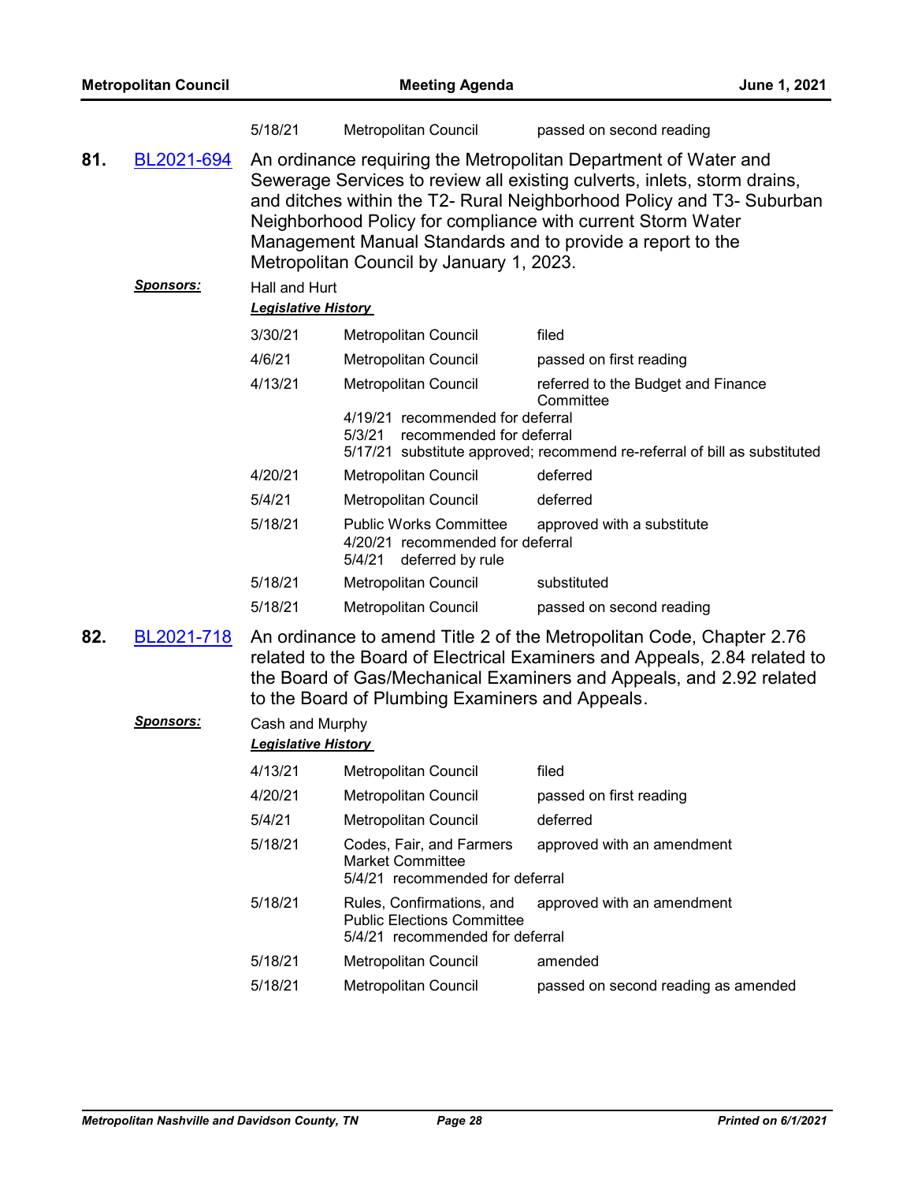| | | |
|---|---|---|
| 5/18/21 | Metropolitan Council | passed on second reading |

**81.** BL2021-694 An ordinance requiring the Metropolitan Department of Water and Sewerage Services to review all existing culverts, inlets, storm drains, and ditches within the T2- Rural Neighborhood Policy and T3- Suburban Neighborhood Policy for compliance with current Storm Water Management Manual Standards and to provide a report to the Metropolitan Council by January 1, 2023.

***Sponsors:*** Hall and Hurt

***Legislative History***

| | | |
|---|---|---|
| 3/30/21 | Metropolitan Council | filed |
| 4/6/21 | Metropolitan Council | passed on first reading |
| 4/13/21 | Metropolitan Council | referred to the Budget and Finance Committee |
| | 4/19/21 recommended for deferral<br>5/3/21 recommended for deferral<br>5/17/21 substitute approved; recommend re-referral of bill as substituted | |
| 4/20/21 | Metropolitan Council | deferred |
| 5/4/21 | Metropolitan Council | deferred |
| 5/18/21 | Public Works Committee | approved with a substitute |
| | 4/20/21 recommended for deferral<br>5/4/21 deferred by rule | |
| 5/18/21 | Metropolitan Council | substituted |
| 5/18/21 | Metropolitan Council | passed on second reading |

**82.** BL2021-718 An ordinance to amend Title 2 of the Metropolitan Code, Chapter 2.76 related to the Board of Electrical Examiners and Appeals, 2.84 related to the Board of Gas/Mechanical Examiners and Appeals, and 2.92 related to the Board of Plumbing Examiners and Appeals.

***Sponsors:*** Cash and Murphy

***Legislative History***

| | | |
|---|---|---|
| 4/13/21 | Metropolitan Council | filed |
| 4/20/21 | Metropolitan Council | passed on first reading |
| 5/4/21 | Metropolitan Council | deferred |
| 5/18/21 | Codes, Fair, and Farmers Market Committee | approved with an amendment |
| | 5/4/21 recommended for deferral | |
| 5/18/21 | Rules, Confirmations, and Public Elections Committee | approved with an amendment |
| | 5/4/21 recommended for deferral | |
| 5/18/21 | Metropolitan Council | amended |
| 5/18/21 | Metropolitan Council | passed on second reading as amended |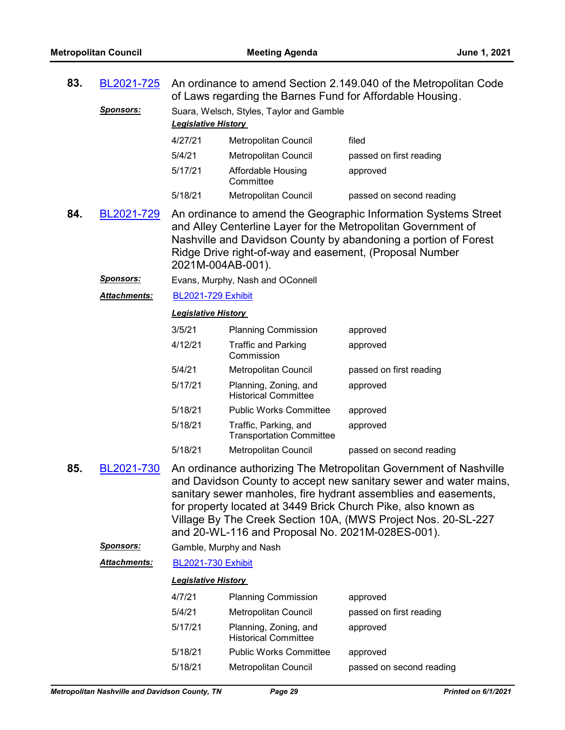**83.** BL2021-725 An ordinance to amend Section 2.149.040 of the Metropolitan Code of Laws regarding the Barnes Fund for Affordable Housing.

***Sponsors:*** Suara, Welsch, Styles, Taylor and Gamble

***Legislative History***

| | | |
|---|---|---|
| 4/27/21 | Metropolitan Council | filed |
| 5/4/21 | Metropolitan Council | passed on first reading |
| 5/17/21 | Affordable Housing Committee | approved |
| 5/18/21 | Metropolitan Council | passed on second reading |

**84.** BL2021-729 An ordinance to amend the Geographic Information Systems Street and Alley Centerline Layer for the Metropolitan Government of Nashville and Davidson County by abandoning a portion of Forest Ridge Drive right-of-way and easement, (Proposal Number 2021M-004AB-001).

***Sponsors:*** Evans, Murphy, Nash and OConnell

***Attachments:*** BL2021-729 Exhibit

***Legislative History***

| | | |
|---|---|---|
| 3/5/21 | Planning Commission | approved |
| 4/12/21 | Traffic and Parking Commission | approved |
| 5/4/21 | Metropolitan Council | passed on first reading |
| 5/17/21 | Planning, Zoning, and Historical Committee | approved |
| 5/18/21 | Public Works Committee | approved |
| 5/18/21 | Traffic, Parking, and Transportation Committee | approved |
| 5/18/21 | Metropolitan Council | passed on second reading |

**85.** BL2021-730 An ordinance authorizing The Metropolitan Government of Nashville and Davidson County to accept new sanitary sewer and water mains, sanitary sewer manholes, fire hydrant assemblies and easements, for property located at 3449 Brick Church Pike, also known as Village By The Creek Section 10A, (MWS Project Nos. 20-SL-227 and 20-WL-116 and Proposal No. 2021M-028ES-001).

***Sponsors:*** Gamble, Murphy and Nash

***Attachments:*** BL2021-730 Exhibit

***Legislative History***

| | | |
|---|---|---|
| 4/7/21 | Planning Commission | approved |
| 5/4/21 | Metropolitan Council | passed on first reading |
| 5/17/21 | Planning, Zoning, and Historical Committee | approved |
| 5/18/21 | Public Works Committee | approved |
| 5/18/21 | Metropolitan Council | passed on second reading |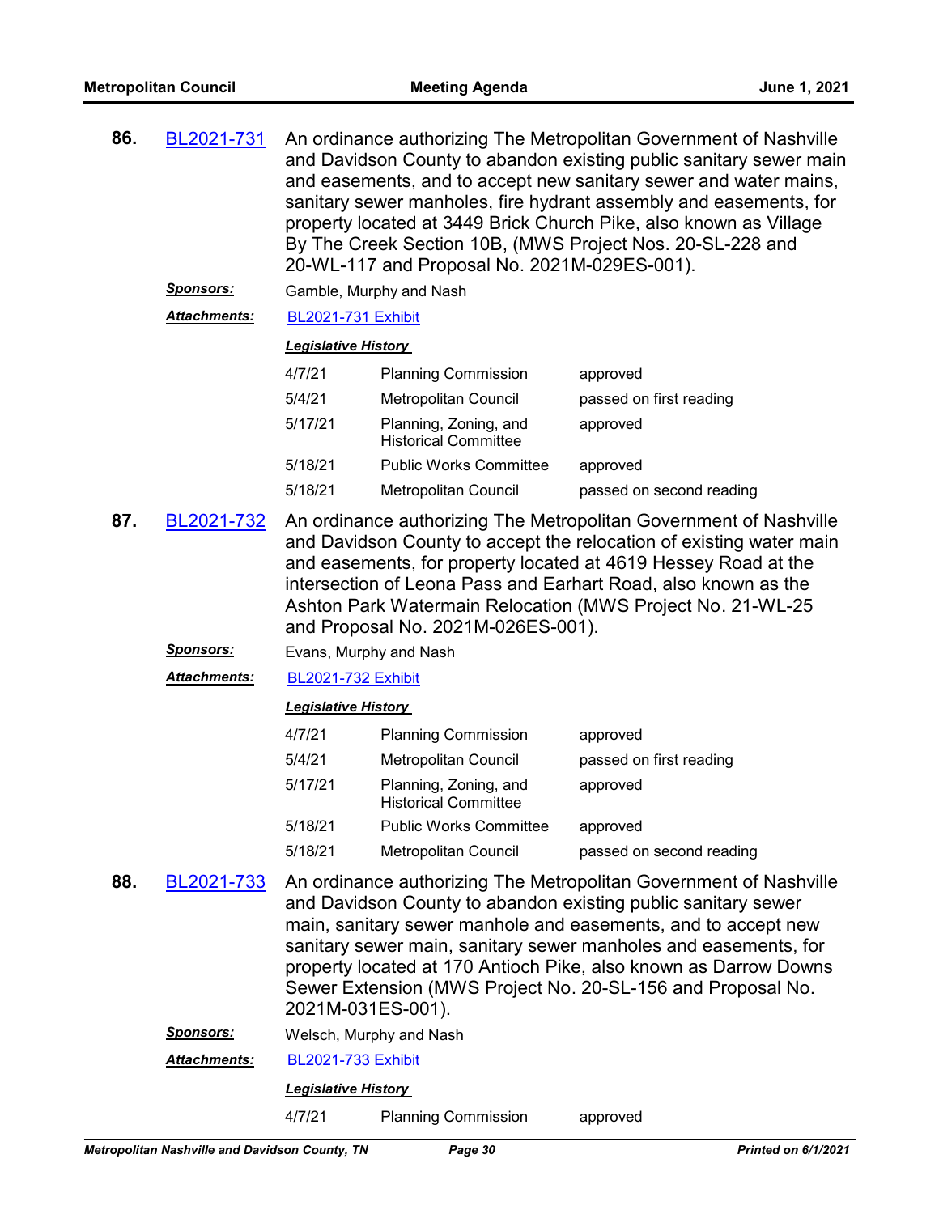**86.** BL2021-731 An ordinance authorizing The Metropolitan Government of Nashville and Davidson County to abandon existing public sanitary sewer main and easements, and to accept new sanitary sewer and water mains, sanitary sewer manholes, fire hydrant assembly and easements, for property located at 3449 Brick Church Pike, also known as Village By The Creek Section 10B, (MWS Project Nos. 20-SL-228 and 20-WL-117 and Proposal No. 2021M-029ES-001).

***Sponsors:*** Gamble, Murphy and Nash

***Attachments:*** BL2021-731 Exhibit

***Legislative History***

| | | |
|---|---|---|
| 4/7/21 | Planning Commission | approved |
| 5/4/21 | Metropolitan Council | passed on first reading |
| 5/17/21 | Planning, Zoning, and Historical Committee | approved |
| 5/18/21 | Public Works Committee | approved |
| 5/18/21 | Metropolitan Council | passed on second reading |

**87.** BL2021-732 An ordinance authorizing The Metropolitan Government of Nashville and Davidson County to accept the relocation of existing water main and easements, for property located at 4619 Hessey Road at the intersection of Leona Pass and Earhart Road, also known as the Ashton Park Watermain Relocation (MWS Project No. 21-WL-25 and Proposal No. 2021M-026ES-001).

***Sponsors:*** Evans, Murphy and Nash

***Attachments:*** BL2021-732 Exhibit

***Legislative History***

| | | |
|---|---|---|
| 4/7/21 | Planning Commission | approved |
| 5/4/21 | Metropolitan Council | passed on first reading |
| 5/17/21 | Planning, Zoning, and Historical Committee | approved |
| 5/18/21 | Public Works Committee | approved |
| 5/18/21 | Metropolitan Council | passed on second reading |

**88.** BL2021-733 An ordinance authorizing The Metropolitan Government of Nashville and Davidson County to abandon existing public sanitary sewer main, sanitary sewer manhole and easements, and to accept new sanitary sewer main, sanitary sewer manholes and easements, for property located at 170 Antioch Pike, also known as Darrow Downs Sewer Extension (MWS Project No. 20-SL-156 and Proposal No. 2021M-031ES-001).

***Sponsors:*** Welsch, Murphy and Nash

***Attachments:*** BL2021-733 Exhibit

***Legislative History***

| | | |
|---|---|---|
| 4/7/21 | Planning Commission | approved |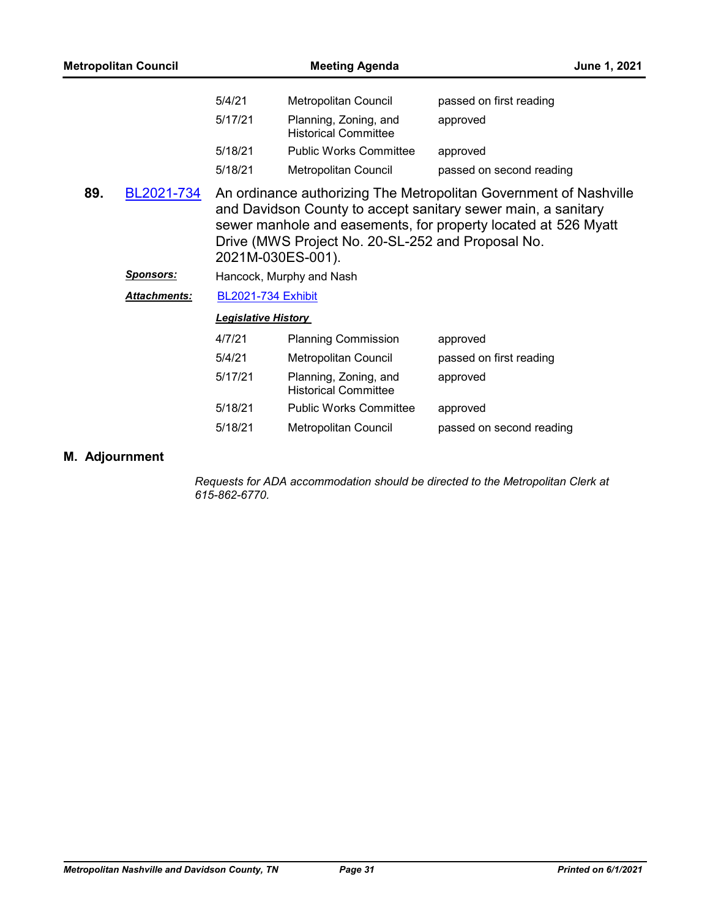| | | |
|---|---|---|
| 5/4/21 | Metropolitan Council | passed on first reading |
| 5/17/21 | Planning, Zoning, and Historical Committee | approved |
| 5/18/21 | Public Works Committee | approved |
| 5/18/21 | Metropolitan Council | passed on second reading |

**89.** BL2021-734 An ordinance authorizing The Metropolitan Government of Nashville and Davidson County to accept sanitary sewer main, a sanitary sewer manhole and easements, for property located at 526 Myatt Drive (MWS Project No. 20-SL-252 and Proposal No. 2021M-030ES-001).

***Sponsors:*** Hancock, Murphy and Nash

***Attachments:*** BL2021-734 Exhibit

***Legislative History***

| | | |
|---|---|---|
| 4/7/21 | Planning Commission | approved |
| 5/4/21 | Metropolitan Council | passed on first reading |
| 5/17/21 | Planning, Zoning, and Historical Committee | approved |
| 5/18/21 | Public Works Committee | approved |
| 5/18/21 | Metropolitan Council | passed on second reading |

## M. Adjournment

*Requests for ADA accommodation should be directed to the Metropolitan Clerk at 615-862-6770.*